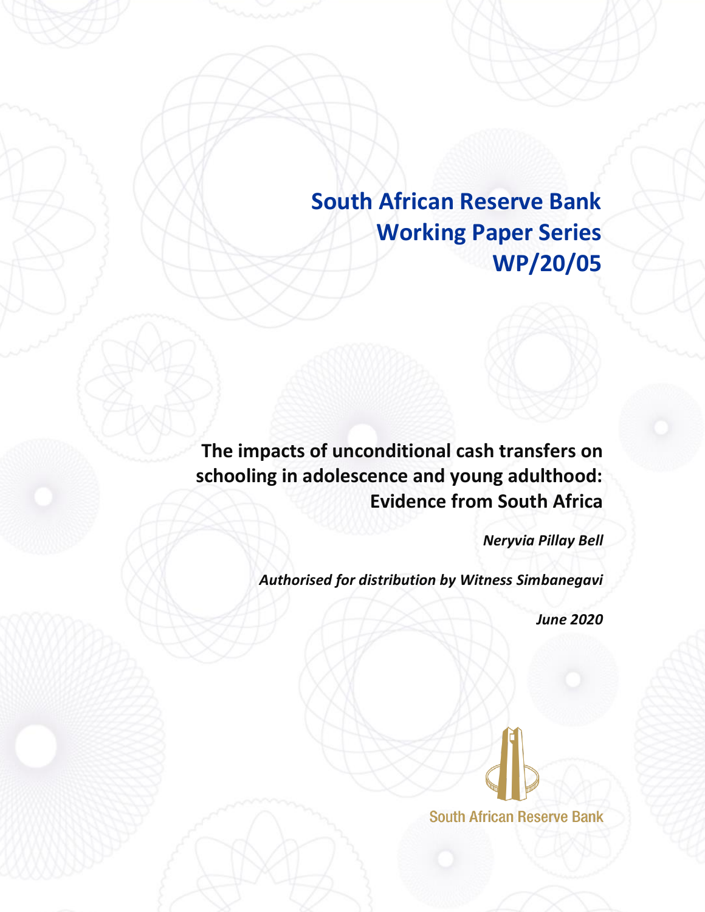# South African Reserve Bank Working Paper Series WP/20/05

## The impacts of unconditional cash transfers on schooling in adolescence and young adulthood: Evidence from South Africa

*Neryvia Pillay Bell*

*Authorised for distribution by Witness Simbanegavi*

*June 2020*

South African Reserve Bank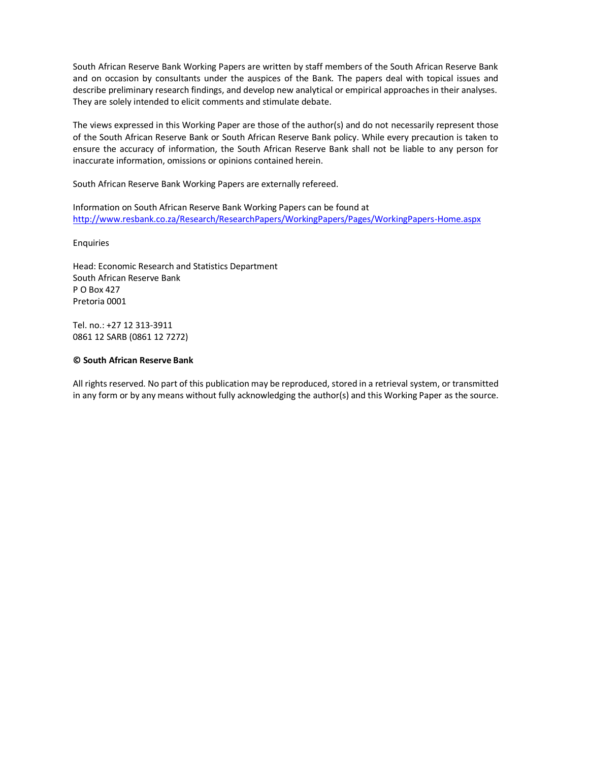South African Reserve Bank Working Papers are written by staff members of the South African Reserve Bank and on occasion by consultants under the auspices of the Bank. The papers deal with topical issues and describe preliminary research findings, and develop new analytical or empirical approaches in their analyses. They are solely intended to elicit comments and stimulate debate.

The views expressed in this Working Paper are those of the author(s) and do not necessarily represent those of the South African Reserve Bank or South African Reserve Bank policy. While every precaution is taken to ensure the accuracy of information, the South African Reserve Bank shall not be liable to any person for inaccurate information, omissions or opinions contained herein.

South African Reserve Bank Working Papers are externally refereed.

Information on South African Reserve Bank Working Papers can be found at
http://www.resbank.co.za/Research/ResearchPapers/WorkingPapers/Pages/WorkingPapers-Home.aspx

Enquiries

Head: Economic Research and Statistics Department
South African Reserve Bank
P O Box 427
Pretoria 0001

Tel. no.: +27 12 313-3911
0861 12 SARB (0861 12 7272)

**© South African Reserve Bank**

All rights reserved. No part of this publication may be reproduced, stored in a retrieval system, or transmitted in any form or by any means without fully acknowledging the author(s) and this Working Paper as the source.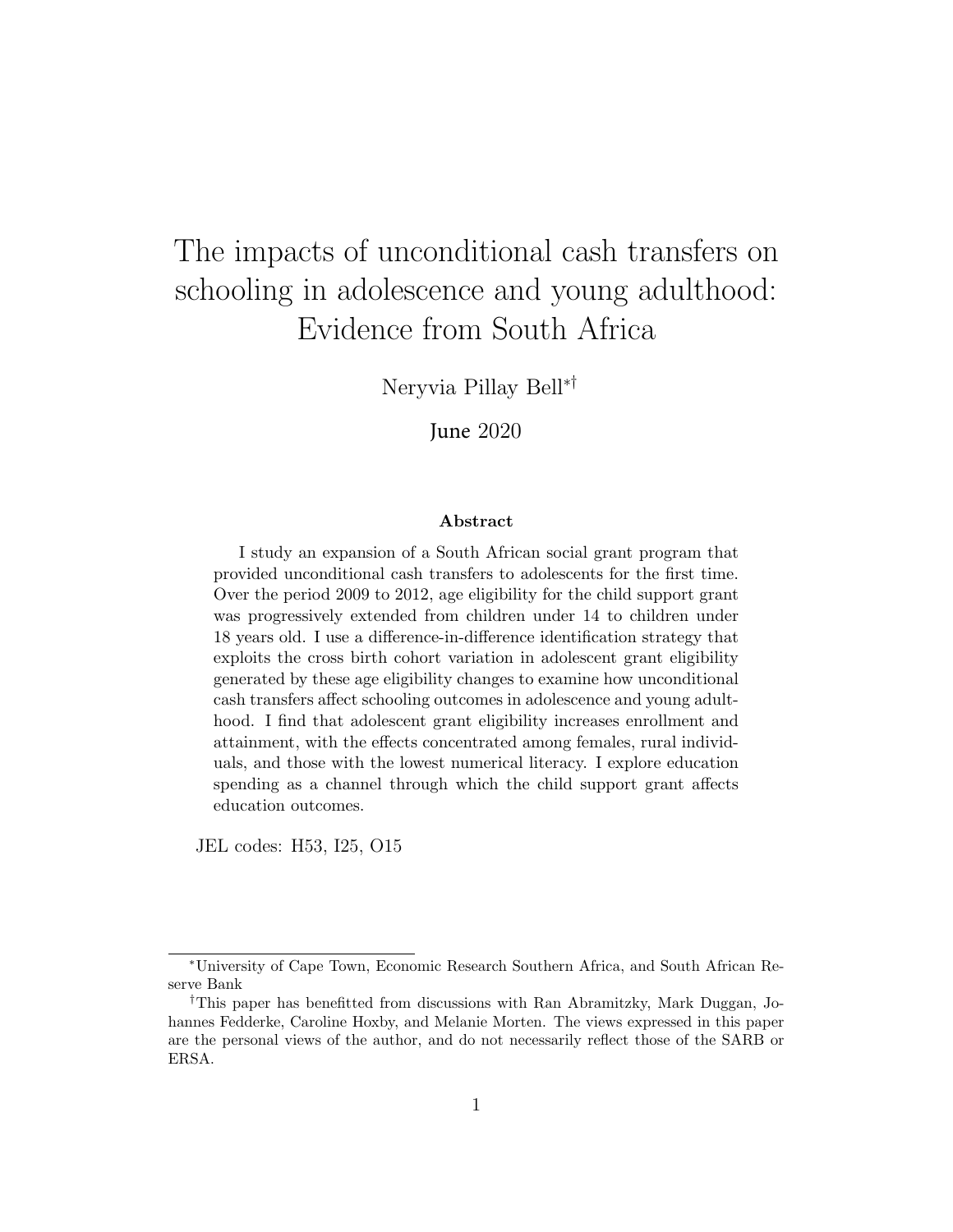# The impacts of unconditional cash transfers on schooling in adolescence and young adulthood: Evidence from South Africa

Neryvia Pillay Bell[*†]

June 2020

**Abstract**

I study an expansion of a South African social grant program that provided unconditional cash transfers to adolescents for the first time. Over the period 2009 to 2012, age eligibility for the child support grant was progressively extended from children under 14 to children under 18 years old. I use a difference-in-difference identification strategy that exploits the cross birth cohort variation in adolescent grant eligibility generated by these age eligibility changes to examine how unconditional cash transfers affect schooling outcomes in adolescence and young adulthood. I find that adolescent grant eligibility increases enrollment and attainment, with the effects concentrated among females, rural individuals, and those with the lowest numerical literacy. I explore education spending as a channel through which the child support grant affects education outcomes.

JEL codes: H53, I25, O15

---

[*] University of Cape Town, Economic Research Southern Africa, and South African Reserve Bank

[†] This paper has benefitted from discussions with Ran Abramitzky, Mark Duggan, Johannes Fedderke, Caroline Hoxby, and Melanie Morten. The views expressed in this paper are the personal views of the author, and do not necessarily reflect those of the SARB or ERSA.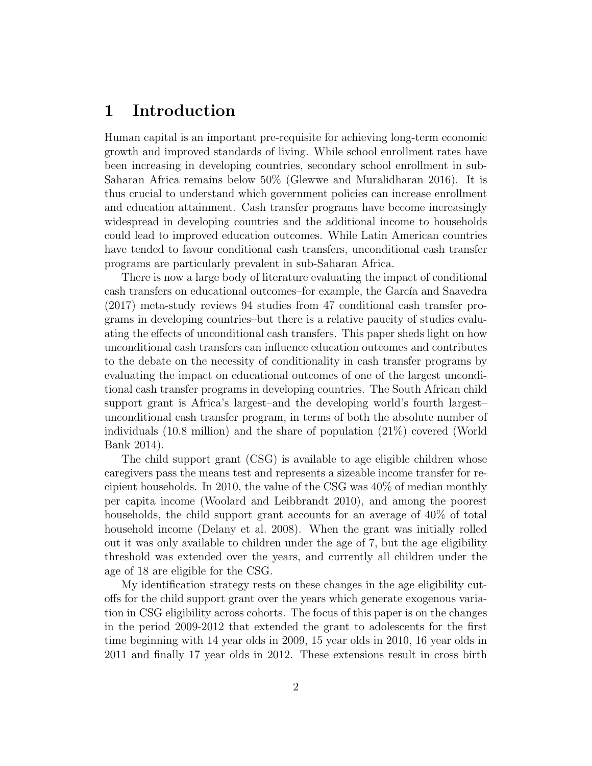# 1 Introduction

Human capital is an important pre-requisite for achieving long-term economic growth and improved standards of living. While school enrollment rates have been increasing in developing countries, secondary school enrollment in sub-Saharan Africa remains below 50% (Glewwe and Muralidharan 2016). It is thus crucial to understand which government policies can increase enrollment and education attainment. Cash transfer programs have become increasingly widespread in developing countries and the additional income to households could lead to improved education outcomes. While Latin American countries have tended to favour conditional cash transfers, unconditional cash transfer programs are particularly prevalent in sub-Saharan Africa.

There is now a large body of literature evaluating the impact of conditional cash transfers on educational outcomes–for example, the García and Saavedra (2017) meta-study reviews 94 studies from 47 conditional cash transfer programs in developing countries–but there is a relative paucity of studies evaluating the effects of unconditional cash transfers. This paper sheds light on how unconditional cash transfers can influence education outcomes and contributes to the debate on the necessity of conditionality in cash transfer programs by evaluating the impact on educational outcomes of one of the largest unconditional cash transfer programs in developing countries. The South African child support grant is Africa's largest–and the developing world's fourth largest–unconditional cash transfer program, in terms of both the absolute number of individuals (10.8 million) and the share of population (21%) covered (World Bank 2014).

The child support grant (CSG) is available to age eligible children whose caregivers pass the means test and represents a sizeable income transfer for recipient households. In 2010, the value of the CSG was 40% of median monthly per capita income (Woolard and Leibbrandt 2010), and among the poorest households, the child support grant accounts for an average of 40% of total household income (Delany et al. 2008). When the grant was initially rolled out it was only available to children under the age of 7, but the age eligibility threshold was extended over the years, and currently all children under the age of 18 are eligible for the CSG.

My identification strategy rests on these changes in the age eligibility cutoffs for the child support grant over the years which generate exogenous variation in CSG eligibility across cohorts. The focus of this paper is on the changes in the period 2009-2012 that extended the grant to adolescents for the first time beginning with 14 year olds in 2009, 15 year olds in 2010, 16 year olds in 2011 and finally 17 year olds in 2012. These extensions result in cross birth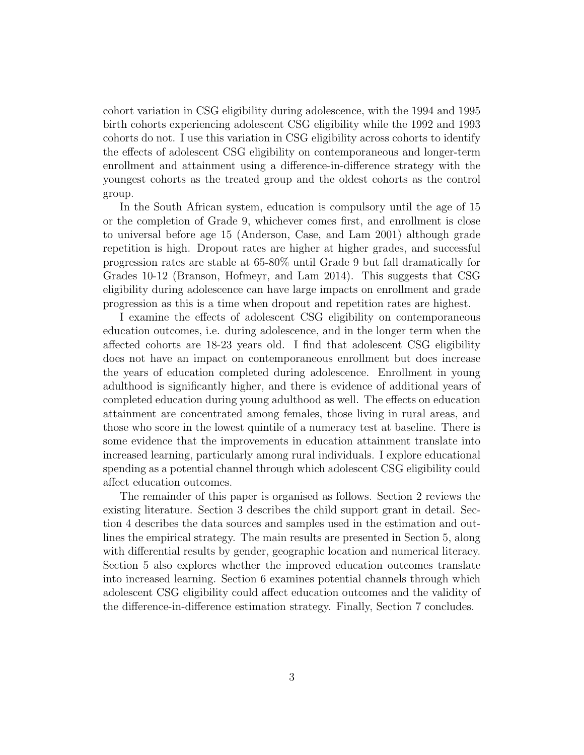cohort variation in CSG eligibility during adolescence, with the 1994 and 1995 birth cohorts experiencing adolescent CSG eligibility while the 1992 and 1993 cohorts do not. I use this variation in CSG eligibility across cohorts to identify the effects of adolescent CSG eligibility on contemporaneous and longer-term enrollment and attainment using a difference-in-difference strategy with the youngest cohorts as the treated group and the oldest cohorts as the control group.

In the South African system, education is compulsory until the age of 15 or the completion of Grade 9, whichever comes first, and enrollment is close to universal before age 15 (Anderson, Case, and Lam 2001) although grade repetition is high. Dropout rates are higher at higher grades, and successful progression rates are stable at 65-80% until Grade 9 but fall dramatically for Grades 10-12 (Branson, Hofmeyr, and Lam 2014). This suggests that CSG eligibility during adolescence can have large impacts on enrollment and grade progression as this is a time when dropout and repetition rates are highest.

I examine the effects of adolescent CSG eligibility on contemporaneous education outcomes, i.e. during adolescence, and in the longer term when the affected cohorts are 18-23 years old. I find that adolescent CSG eligibility does not have an impact on contemporaneous enrollment but does increase the years of education completed during adolescence. Enrollment in young adulthood is significantly higher, and there is evidence of additional years of completed education during young adulthood as well. The effects on education attainment are concentrated among females, those living in rural areas, and those who score in the lowest quintile of a numeracy test at baseline. There is some evidence that the improvements in education attainment translate into increased learning, particularly among rural individuals. I explore educational spending as a potential channel through which adolescent CSG eligibility could affect education outcomes.

The remainder of this paper is organised as follows. Section 2 reviews the existing literature. Section 3 describes the child support grant in detail. Section 4 describes the data sources and samples used in the estimation and outlines the empirical strategy. The main results are presented in Section 5, along with differential results by gender, geographic location and numerical literacy. Section 5 also explores whether the improved education outcomes translate into increased learning. Section 6 examines potential channels through which adolescent CSG eligibility could affect education outcomes and the validity of the difference-in-difference estimation strategy. Finally, Section 7 concludes.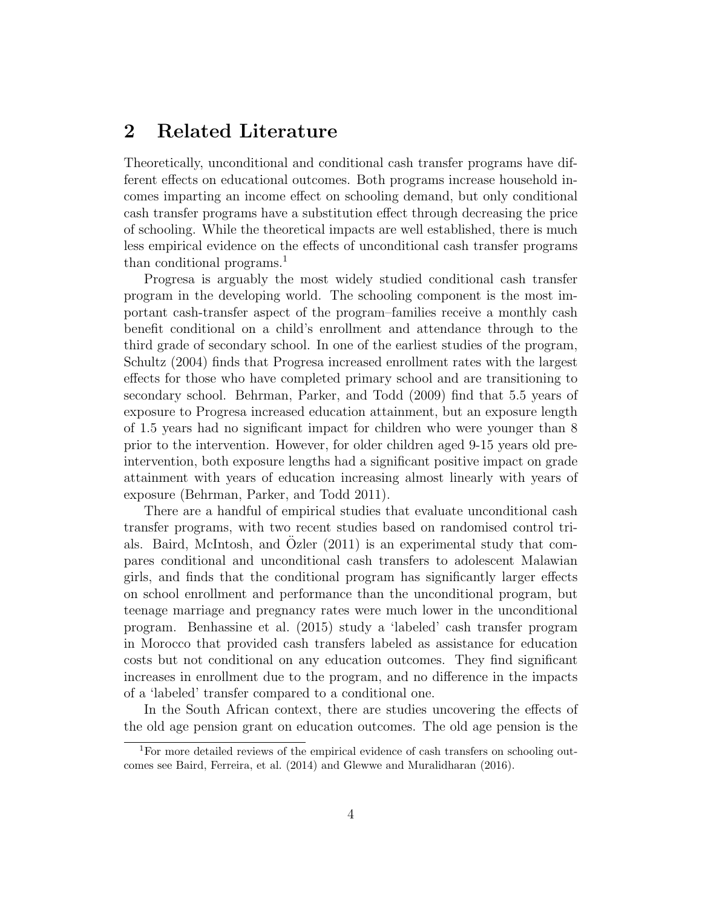## 2 Related Literature

Theoretically, unconditional and conditional cash transfer programs have different effects on educational outcomes. Both programs increase household incomes imparting an income effect on schooling demand, but only conditional cash transfer programs have a substitution effect through decreasing the price of schooling. While the theoretical impacts are well established, there is much less empirical evidence on the effects of unconditional cash transfer programs than conditional programs.[1]

Progresa is arguably the most widely studied conditional cash transfer program in the developing world. The schooling component is the most important cash-transfer aspect of the program–families receive a monthly cash benefit conditional on a child's enrollment and attendance through to the third grade of secondary school. In one of the earliest studies of the program, Schultz (2004) finds that Progresa increased enrollment rates with the largest effects for those who have completed primary school and are transitioning to secondary school. Behrman, Parker, and Todd (2009) find that 5.5 years of exposure to Progresa increased education attainment, but an exposure length of 1.5 years had no significant impact for children who were younger than 8 prior to the intervention. However, for older children aged 9-15 years old pre-intervention, both exposure lengths had a significant positive impact on grade attainment with years of education increasing almost linearly with years of exposure (Behrman, Parker, and Todd 2011).

There are a handful of empirical studies that evaluate unconditional cash transfer programs, with two recent studies based on randomised control trials. Baird, McIntosh, and Özler (2011) is an experimental study that compares conditional and unconditional cash transfers to adolescent Malawian girls, and finds that the conditional program has significantly larger effects on school enrollment and performance than the unconditional program, but teenage marriage and pregnancy rates were much lower in the unconditional program. Benhassine et al. (2015) study a 'labeled' cash transfer program in Morocco that provided cash transfers labeled as assistance for education costs but not conditional on any education outcomes. They find significant increases in enrollment due to the program, and no difference in the impacts of a 'labeled' transfer compared to a conditional one.

In the South African context, there are studies uncovering the effects of the old age pension grant on education outcomes. The old age pension is the

[1] For more detailed reviews of the empirical evidence of cash transfers on schooling outcomes see Baird, Ferreira, et al. (2014) and Glewwe and Muralidharan (2016).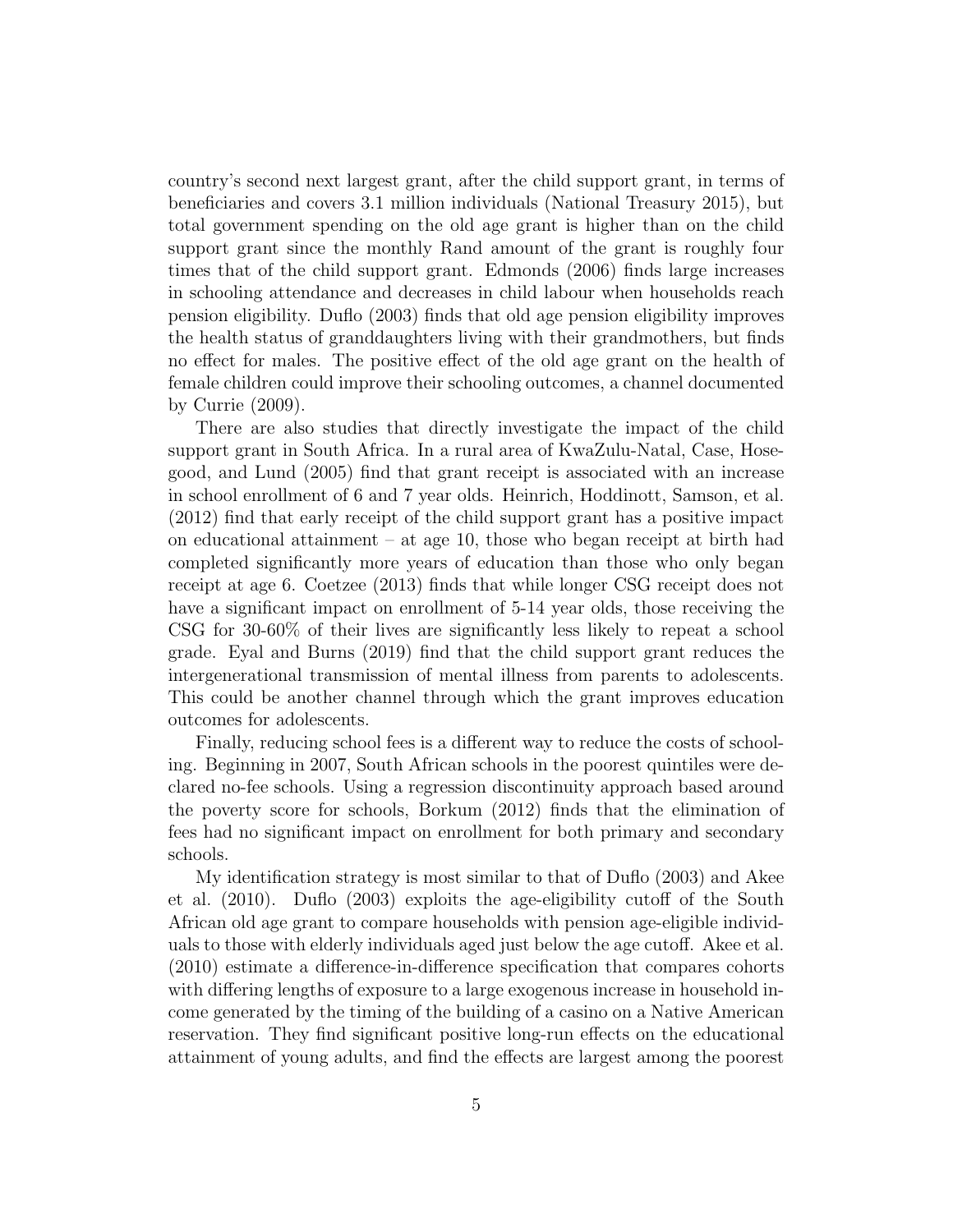country's second next largest grant, after the child support grant, in terms of beneficiaries and covers 3.1 million individuals (National Treasury 2015), but total government spending on the old age grant is higher than on the child support grant since the monthly Rand amount of the grant is roughly four times that of the child support grant. Edmonds (2006) finds large increases in schooling attendance and decreases in child labour when households reach pension eligibility. Duflo (2003) finds that old age pension eligibility improves the health status of granddaughters living with their grandmothers, but finds no effect for males. The positive effect of the old age grant on the health of female children could improve their schooling outcomes, a channel documented by Currie (2009).

There are also studies that directly investigate the impact of the child support grant in South Africa. In a rural area of KwaZulu-Natal, Case, Hosegood, and Lund (2005) find that grant receipt is associated with an increase in school enrollment of 6 and 7 year olds. Heinrich, Hoddinott, Samson, et al. (2012) find that early receipt of the child support grant has a positive impact on educational attainment – at age 10, those who began receipt at birth had completed significantly more years of education than those who only began receipt at age 6. Coetzee (2013) finds that while longer CSG receipt does not have a significant impact on enrollment of 5-14 year olds, those receiving the CSG for 30-60% of their lives are significantly less likely to repeat a school grade. Eyal and Burns (2019) find that the child support grant reduces the intergenerational transmission of mental illness from parents to adolescents. This could be another channel through which the grant improves education outcomes for adolescents.

Finally, reducing school fees is a different way to reduce the costs of schooling. Beginning in 2007, South African schools in the poorest quintiles were declared no-fee schools. Using a regression discontinuity approach based around the poverty score for schools, Borkum (2012) finds that the elimination of fees had no significant impact on enrollment for both primary and secondary schools.

My identification strategy is most similar to that of Duflo (2003) and Akee et al. (2010). Duflo (2003) exploits the age-eligibility cutoff of the South African old age grant to compare households with pension age-eligible individuals to those with elderly individuals aged just below the age cutoff. Akee et al. (2010) estimate a difference-in-difference specification that compares cohorts with differing lengths of exposure to a large exogenous increase in household income generated by the timing of the building of a casino on a Native American reservation. They find significant positive long-run effects on the educational attainment of young adults, and find the effects are largest among the poorest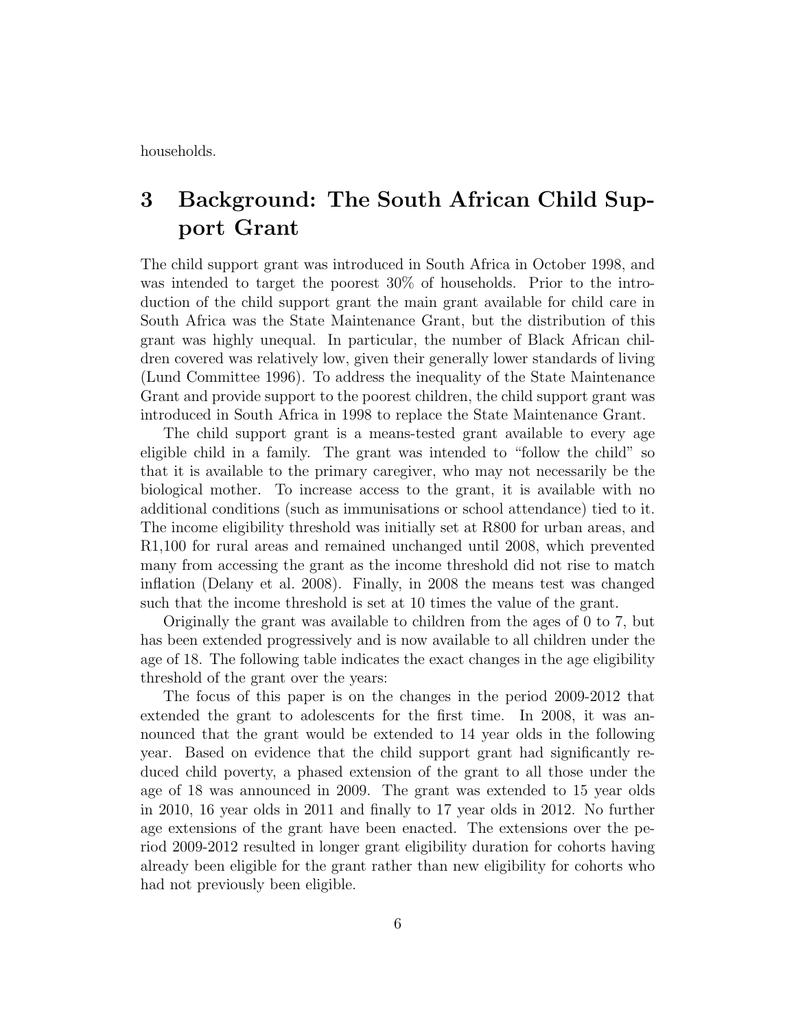households.

# 3 Background: The South African Child Support Grant

The child support grant was introduced in South Africa in October 1998, and was intended to target the poorest 30% of households. Prior to the introduction of the child support grant the main grant available for child care in South Africa was the State Maintenance Grant, but the distribution of this grant was highly unequal. In particular, the number of Black African children covered was relatively low, given their generally lower standards of living (Lund Committee 1996). To address the inequality of the State Maintenance Grant and provide support to the poorest children, the child support grant was introduced in South Africa in 1998 to replace the State Maintenance Grant.

The child support grant is a means-tested grant available to every age eligible child in a family. The grant was intended to "follow the child" so that it is available to the primary caregiver, who may not necessarily be the biological mother. To increase access to the grant, it is available with no additional conditions (such as immunisations or school attendance) tied to it. The income eligibility threshold was initially set at R800 for urban areas, and R1,100 for rural areas and remained unchanged until 2008, which prevented many from accessing the grant as the income threshold did not rise to match inflation (Delany et al. 2008). Finally, in 2008 the means test was changed such that the income threshold is set at 10 times the value of the grant.

Originally the grant was available to children from the ages of 0 to 7, but has been extended progressively and is now available to all children under the age of 18. The following table indicates the exact changes in the age eligibility threshold of the grant over the years:

The focus of this paper is on the changes in the period 2009-2012 that extended the grant to adolescents for the first time. In 2008, it was announced that the grant would be extended to 14 year olds in the following year. Based on evidence that the child support grant had significantly reduced child poverty, a phased extension of the grant to all those under the age of 18 was announced in 2009. The grant was extended to 15 year olds in 2010, 16 year olds in 2011 and finally to 17 year olds in 2012. No further age extensions of the grant have been enacted. The extensions over the period 2009-2012 resulted in longer grant eligibility duration for cohorts having already been eligible for the grant rather than new eligibility for cohorts who had not previously been eligible.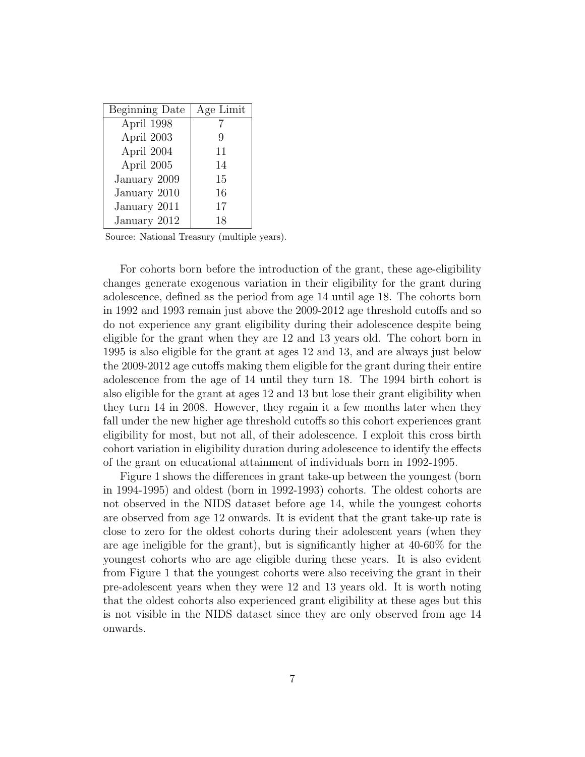| Beginning Date | Age Limit |
|---|---|
| April 1998 | 7 |
| April 2003 | 9 |
| April 2004 | 11 |
| April 2005 | 14 |
| January 2009 | 15 |
| January 2010 | 16 |
| January 2011 | 17 |
| January 2012 | 18 |

Source: National Treasury (multiple years).

For cohorts born before the introduction of the grant, these age-eligibility changes generate exogenous variation in their eligibility for the grant during adolescence, defined as the period from age 14 until age 18. The cohorts born in 1992 and 1993 remain just above the 2009-2012 age threshold cutoffs and so do not experience any grant eligibility during their adolescence despite being eligible for the grant when they are 12 and 13 years old. The cohort born in 1995 is also eligible for the grant at ages 12 and 13, and are always just below the 2009-2012 age cutoffs making them eligible for the grant during their entire adolescence from the age of 14 until they turn 18. The 1994 birth cohort is also eligible for the grant at ages 12 and 13 but lose their grant eligibility when they turn 14 in 2008. However, they regain it a few months later when they fall under the new higher age threshold cutoffs so this cohort experiences grant eligibility for most, but not all, of their adolescence. I exploit this cross birth cohort variation in eligibility duration during adolescence to identify the effects of the grant on educational attainment of individuals born in 1992-1995.

Figure 1 shows the differences in grant take-up between the youngest (born in 1994-1995) and oldest (born in 1992-1993) cohorts. The oldest cohorts are not observed in the NIDS dataset before age 14, while the youngest cohorts are observed from age 12 onwards. It is evident that the grant take-up rate is close to zero for the oldest cohorts during their adolescent years (when they are age ineligible for the grant), but is significantly higher at 40-60% for the youngest cohorts who are age eligible during these years. It is also evident from Figure 1 that the youngest cohorts were also receiving the grant in their pre-adolescent years when they were 12 and 13 years old. It is worth noting that the oldest cohorts also experienced grant eligibility at these ages but this is not visible in the NIDS dataset since they are only observed from age 14 onwards.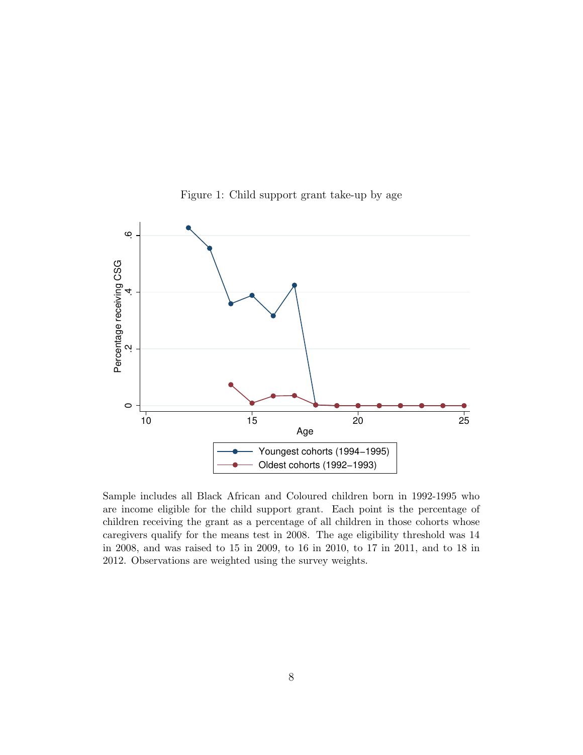Figure 1: Child support grant take-up by age

Sample includes all Black African and Coloured children born in 1992-1995 who are income eligible for the child support grant. Each point is the percentage of children receiving the grant as a percentage of all children in those cohorts whose caregivers qualify for the means test in 2008. The age eligibility threshold was 14 in 2008, and was raised to 15 in 2009, to 16 in 2010, to 17 in 2011, and to 18 in 2012. Observations are weighted using the survey weights.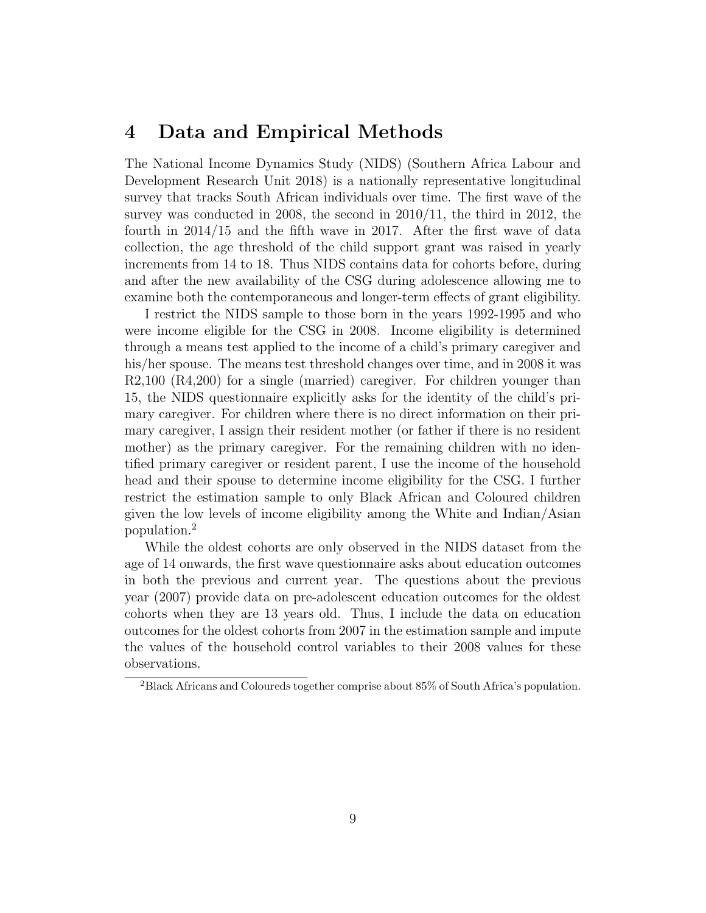# 4 Data and Empirical Methods

The National Income Dynamics Study (NIDS) (Southern Africa Labour and Development Research Unit 2018) is a nationally representative longitudinal survey that tracks South African individuals over time. The first wave of the survey was conducted in 2008, the second in 2010/11, the third in 2012, the fourth in 2014/15 and the fifth wave in 2017. After the first wave of data collection, the age threshold of the child support grant was raised in yearly increments from 14 to 18. Thus NIDS contains data for cohorts before, during and after the new availability of the CSG during adolescence allowing me to examine both the contemporaneous and longer-term effects of grant eligibility.

I restrict the NIDS sample to those born in the years 1992-1995 and who were income eligible for the CSG in 2008. Income eligibility is determined through a means test applied to the income of a child's primary caregiver and his/her spouse. The means test threshold changes over time, and in 2008 it was R2,100 (R4,200) for a single (married) caregiver. For children younger than 15, the NIDS questionnaire explicitly asks for the identity of the child's primary caregiver. For children where there is no direct information on their primary caregiver, I assign their resident mother (or father if there is no resident mother) as the primary caregiver. For the remaining children with no identified primary caregiver or resident parent, I use the income of the household head and their spouse to determine income eligibility for the CSG. I further restrict the estimation sample to only Black African and Coloured children given the low levels of income eligibility among the White and Indian/Asian population.[2]

While the oldest cohorts are only observed in the NIDS dataset from the age of 14 onwards, the first wave questionnaire asks about education outcomes in both the previous and current year. The questions about the previous year (2007) provide data on pre-adolescent education outcomes for the oldest cohorts when they are 13 years old. Thus, I include the data on education outcomes for the oldest cohorts from 2007 in the estimation sample and impute the values of the household control variables to their 2008 values for these observations.

[2]Black Africans and Coloureds together comprise about 85% of South Africa's population.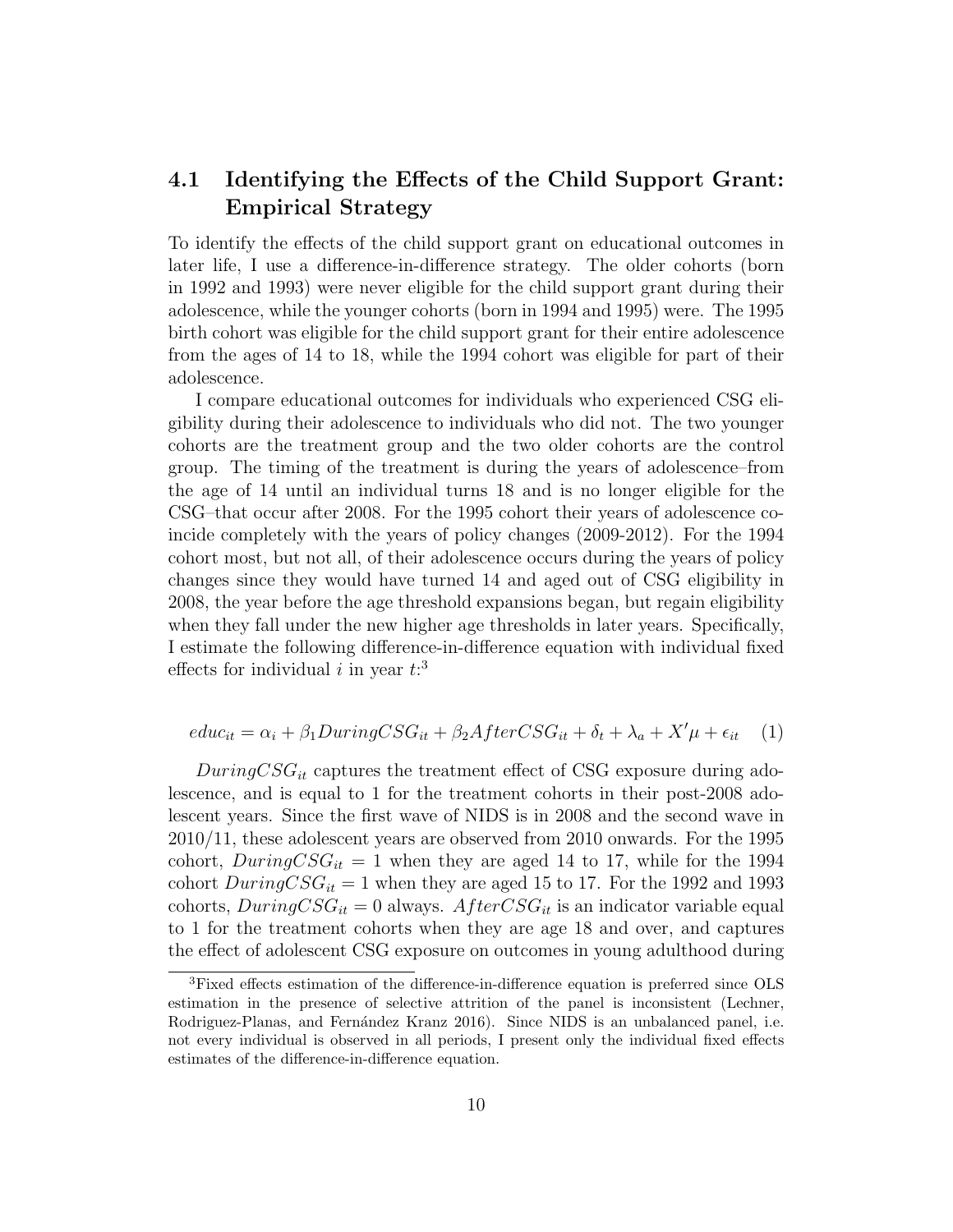### 4.1 Identifying the Effects of the Child Support Grant: Empirical Strategy

To identify the effects of the child support grant on educational outcomes in later life, I use a difference-in-difference strategy. The older cohorts (born in 1992 and 1993) were never eligible for the child support grant during their adolescence, while the younger cohorts (born in 1994 and 1995) were. The 1995 birth cohort was eligible for the child support grant for their entire adolescence from the ages of 14 to 18, while the 1994 cohort was eligible for part of their adolescence.

I compare educational outcomes for individuals who experienced CSG eligibility during their adolescence to individuals who did not. The two younger cohorts are the treatment group and the two older cohorts are the control group. The timing of the treatment is during the years of adolescence–from the age of 14 until an individual turns 18 and is no longer eligible for the CSG–that occur after 2008. For the 1995 cohort their years of adolescence coincide completely with the years of policy changes (2009-2012). For the 1994 cohort most, but not all, of their adolescence occurs during the years of policy changes since they would have turned 14 and aged out of CSG eligibility in 2008, the year before the age threshold expansions began, but regain eligibility when they fall under the new higher age thresholds in later years. Specifically, I estimate the following difference-in-difference equation with individual fixed effects for individual $i$ in year $t$:[3]

$$educ_{it} = \alpha_i + \beta_1 DuringCSG_{it} + \beta_2 AfterCSG_{it} + \delta_t + \lambda_a + X'\mu + \epsilon_{it} \quad (1)$$

$DuringCSG_{it}$ captures the treatment effect of CSG exposure during adolescence, and is equal to 1 for the treatment cohorts in their post-2008 adolescent years. Since the first wave of NIDS is in 2008 and the second wave in 2010/11, these adolescent years are observed from 2010 onwards. For the 1995 cohort, $DuringCSG_{it} = 1$ when they are aged 14 to 17, while for the 1994 cohort $DuringCSG_{it} = 1$ when they are aged 15 to 17. For the 1992 and 1993 cohorts, $DuringCSG_{it} = 0$ always. $AfterCSG_{it}$ is an indicator variable equal to 1 for the treatment cohorts when they are age 18 and over, and captures the effect of adolescent CSG exposure on outcomes in young adulthood during

[3] Fixed effects estimation of the difference-in-difference equation is preferred since OLS estimation in the presence of selective attrition of the panel is inconsistent (Lechner, Rodriguez-Planas, and Fernández Kranz 2016). Since NIDS is an unbalanced panel, i.e. not every individual is observed in all periods, I present only the individual fixed effects estimates of the difference-in-difference equation.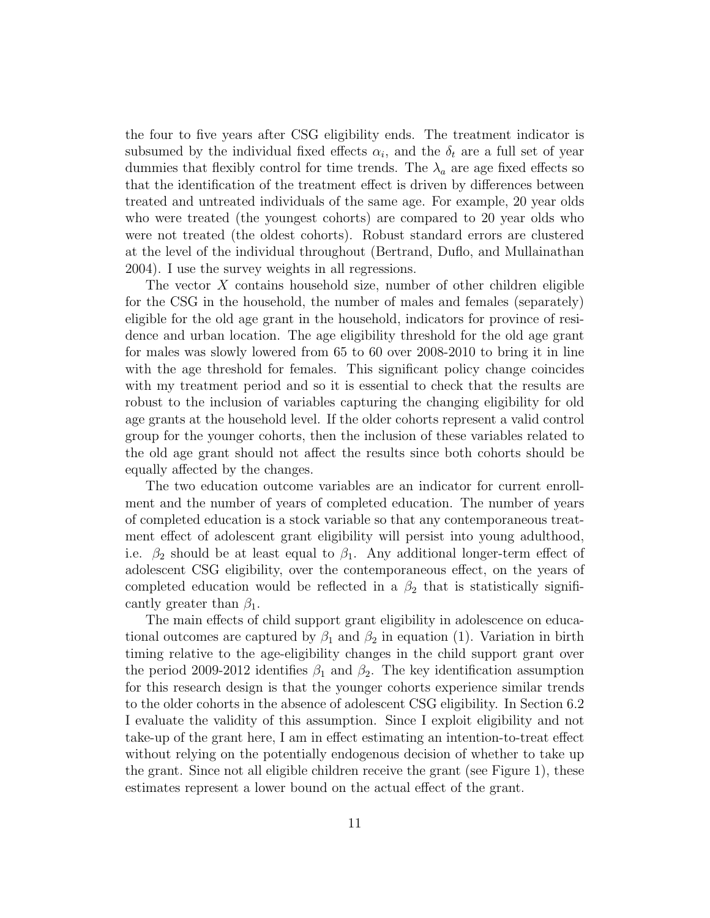the four to five years after CSG eligibility ends. The treatment indicator is subsumed by the individual fixed effects $\alpha_i$, and the $\delta_t$ are a full set of year dummies that flexibly control for time trends. The $\lambda_a$ are age fixed effects so that the identification of the treatment effect is driven by differences between treated and untreated individuals of the same age. For example, 20 year olds who were treated (the youngest cohorts) are compared to 20 year olds who were not treated (the oldest cohorts). Robust standard errors are clustered at the level of the individual throughout (Bertrand, Duflo, and Mullainathan 2004). I use the survey weights in all regressions.

The vector $X$ contains household size, number of other children eligible for the CSG in the household, the number of males and females (separately) eligible for the old age grant in the household, indicators for province of residence and urban location. The age eligibility threshold for the old age grant for males was slowly lowered from 65 to 60 over 2008-2010 to bring it in line with the age threshold for females. This significant policy change coincides with my treatment period and so it is essential to check that the results are robust to the inclusion of variables capturing the changing eligibility for old age grants at the household level. If the older cohorts represent a valid control group for the younger cohorts, then the inclusion of these variables related to the old age grant should not affect the results since both cohorts should be equally affected by the changes.

The two education outcome variables are an indicator for current enrollment and the number of years of completed education. The number of years of completed education is a stock variable so that any contemporaneous treatment effect of adolescent grant eligibility will persist into young adulthood, i.e. $\beta_2$ should be at least equal to $\beta_1$. Any additional longer-term effect of adolescent CSG eligibility, over the contemporaneous effect, on the years of completed education would be reflected in a $\beta_2$ that is statistically significantly greater than $\beta_1$.

The main effects of child support grant eligibility in adolescence on educational outcomes are captured by $\beta_1$ and $\beta_2$ in equation (1). Variation in birth timing relative to the age-eligibility changes in the child support grant over the period 2009-2012 identifies $\beta_1$ and $\beta_2$. The key identification assumption for this research design is that the younger cohorts experience similar trends to the older cohorts in the absence of adolescent CSG eligibility. In Section 6.2 I evaluate the validity of this assumption. Since I exploit eligibility and not take-up of the grant here, I am in effect estimating an intention-to-treat effect without relying on the potentially endogenous decision of whether to take up the grant. Since not all eligible children receive the grant (see Figure 1), these estimates represent a lower bound on the actual effect of the grant.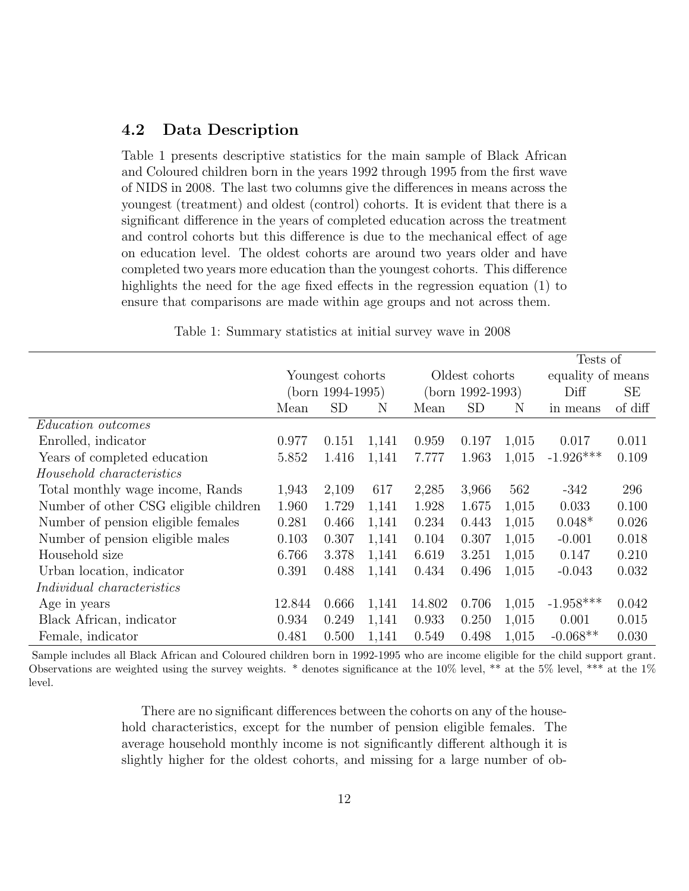### 4.2 Data Description

Table 1 presents descriptive statistics for the main sample of Black African and Coloured children born in the years 1992 through 1995 from the first wave of NIDS in 2008. The last two columns give the differences in means across the youngest (treatment) and oldest (control) cohorts. It is evident that there is a significant difference in the years of completed education across the treatment and control cohorts but this difference is due to the mechanical effect of age on education level. The oldest cohorts are around two years older and have completed two years more education than the youngest cohorts. This difference highlights the need for the age fixed effects in the regression equation (1) to ensure that comparisons are made within age groups and not across them.

Table 1: Summary statistics at initial survey wave in 2008

| | Youngest cohorts (born 1994-1995) | | | Oldest cohorts (born 1992-1993) | | | Tests of equality of means | |
|---|---|---|---|---|---|---|---|---|
| | Mean | SD | N | Mean | SD | N | Diff in means | SE of diff |
| *Education outcomes* | | | | | | | | |
| Enrolled, indicator | 0.977 | 0.151 | 1,141 | 0.959 | 0.197 | 1,015 | 0.017 | 0.011 |
| Years of completed education | 5.852 | 1.416 | 1,141 | 7.777 | 1.963 | 1,015 | -1.926*** | 0.109 |
| *Household characteristics* | | | | | | | | |
| Total monthly wage income, Rands | 1,943 | 2,109 | 617 | 2,285 | 3,966 | 562 | -342 | 296 |
| Number of other CSG eligible children | 1.960 | 1.729 | 1,141 | 1.928 | 1.675 | 1,015 | 0.033 | 0.100 |
| Number of pension eligible females | 0.281 | 0.466 | 1,141 | 0.234 | 0.443 | 1,015 | 0.048* | 0.026 |
| Number of pension eligible males | 0.103 | 0.307 | 1,141 | 0.104 | 0.307 | 1,015 | -0.001 | 0.018 |
| Household size | 6.766 | 3.378 | 1,141 | 6.619 | 3.251 | 1,015 | 0.147 | 0.210 |
| Urban location, indicator | 0.391 | 0.488 | 1,141 | 0.434 | 0.496 | 1,015 | -0.043 | 0.032 |
| *Individual characteristics* | | | | | | | | |
| Age in years | 12.844 | 0.666 | 1,141 | 14.802 | 0.706 | 1,015 | -1.958*** | 0.042 |
| Black African, indicator | 0.934 | 0.249 | 1,141 | 0.933 | 0.250 | 1,015 | 0.001 | 0.015 |
| Female, indicator | 0.481 | 0.500 | 1,141 | 0.549 | 0.498 | 1,015 | -0.068** | 0.030 |

Sample includes all Black African and Coloured children born in 1992-1995 who are income eligible for the child support grant. Observations are weighted using the survey weights. * denotes significance at the 10% level, ** at the 5% level, *** at the 1% level.

There are no significant differences between the cohorts on any of the household characteristics, except for the number of pension eligible females. The average household monthly income is not significantly different although it is slightly higher for the oldest cohorts, and missing for a large number of ob-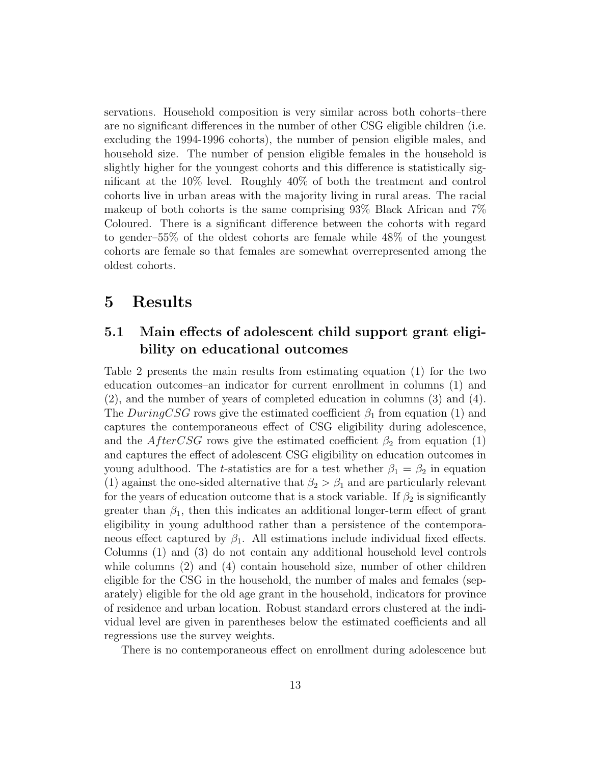servations. Household composition is very similar across both cohorts–there are no significant differences in the number of other CSG eligible children (i.e. excluding the 1994-1996 cohorts), the number of pension eligible males, and household size. The number of pension eligible females in the household is slightly higher for the youngest cohorts and this difference is statistically significant at the 10% level. Roughly 40% of both the treatment and control cohorts live in urban areas with the majority living in rural areas. The racial makeup of both cohorts is the same comprising 93% Black African and 7% Coloured. There is a significant difference between the cohorts with regard to gender–55% of the oldest cohorts are female while 48% of the youngest cohorts are female so that females are somewhat overrepresented among the oldest cohorts.

# 5 Results

## 5.1 Main effects of adolescent child support grant eligibility on educational outcomes

Table 2 presents the main results from estimating equation (1) for the two education outcomes–an indicator for current enrollment in columns (1) and (2), and the number of years of completed education in columns (3) and (4). The $DuringCSG$ rows give the estimated coefficient $\beta_1$ from equation (1) and captures the contemporaneous effect of CSG eligibility during adolescence, and the $AfterCSG$ rows give the estimated coefficient $\beta_2$ from equation (1) and captures the effect of adolescent CSG eligibility on education outcomes in young adulthood. The $t$-statistics are for a test whether $\beta_1 = \beta_2$ in equation (1) against the one-sided alternative that $\beta_2 > \beta_1$ and are particularly relevant for the years of education outcome that is a stock variable. If $\beta_2$ is significantly greater than $\beta_1$, then this indicates an additional longer-term effect of grant eligibility in young adulthood rather than a persistence of the contemporaneous effect captured by $\beta_1$. All estimations include individual fixed effects. Columns (1) and (3) do not contain any additional household level controls while columns (2) and (4) contain household size, number of other children eligible for the CSG in the household, the number of males and females (separately) eligible for the old age grant in the household, indicators for province of residence and urban location. Robust standard errors clustered at the individual level are given in parentheses below the estimated coefficients and all regressions use the survey weights.

There is no contemporaneous effect on enrollment during adolescence but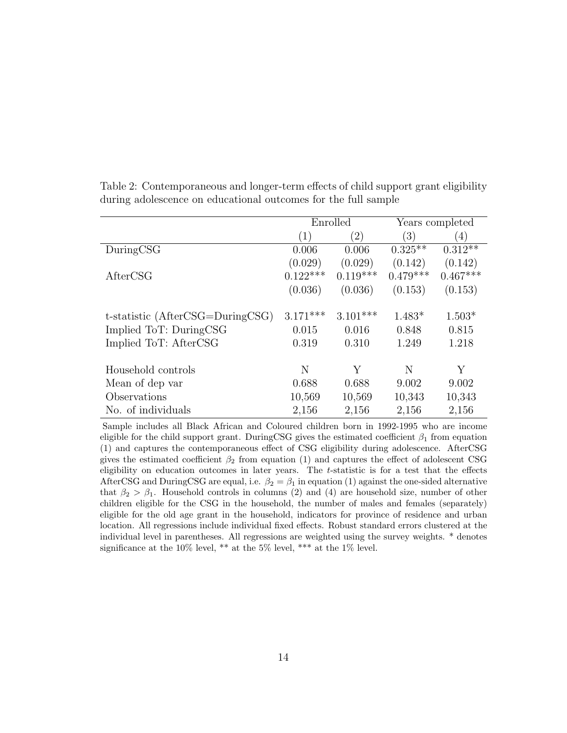Table 2: Contemporaneous and longer-term effects of child support grant eligibility during adolescence on educational outcomes for the full sample

| | Enrolled | | Years completed | |
|---|---|---|---|---|
| | (1) | (2) | (3) | (4) |
| DuringCSG | 0.006 | 0.006 | 0.325** | 0.312** |
| | (0.029) | (0.029) | (0.142) | (0.142) |
| AfterCSG | 0.122*** | 0.119*** | 0.479*** | 0.467*** |
| | (0.036) | (0.036) | (0.153) | (0.153) |
| t-statistic (AfterCSG=DuringCSG) | 3.171*** | 3.101*** | 1.483* | 1.503* |
| Implied ToT: DuringCSG | 0.015 | 0.016 | 0.848 | 0.815 |
| Implied ToT: AfterCSG | 0.319 | 0.310 | 1.249 | 1.218 |
| Household controls | N | Y | N | Y |
| Mean of dep var | 0.688 | 0.688 | 9.002 | 9.002 |
| Observations | 10,569 | 10,569 | 10,343 | 10,343 |
| No. of individuals | 2,156 | 2,156 | 2,156 | 2,156 |

Sample includes all Black African and Coloured children born in 1992-1995 who are income eligible for the child support grant. DuringCSG gives the estimated coefficient $\beta_1$ from equation (1) and captures the contemporaneous effect of CSG eligibility during adolescence. AfterCSG gives the estimated coefficient $\beta_2$ from equation (1) and captures the effect of adolescent CSG eligibility on education outcomes in later years. The $t$-statistic is for a test that the effects AfterCSG and DuringCSG are equal, i.e. $\beta_2 = \beta_1$ in equation (1) against the one-sided alternative that $\beta_2 > \beta_1$. Household controls in columns (2) and (4) are household size, number of other children eligible for the CSG in the household, the number of males and females (separately) eligible for the old age grant in the household, indicators for province of residence and urban location. All regressions include individual fixed effects. Robust standard errors clustered at the individual level in parentheses. All regressions are weighted using the survey weights. * denotes significance at the 10% level, ** at the 5% level, *** at the 1% level.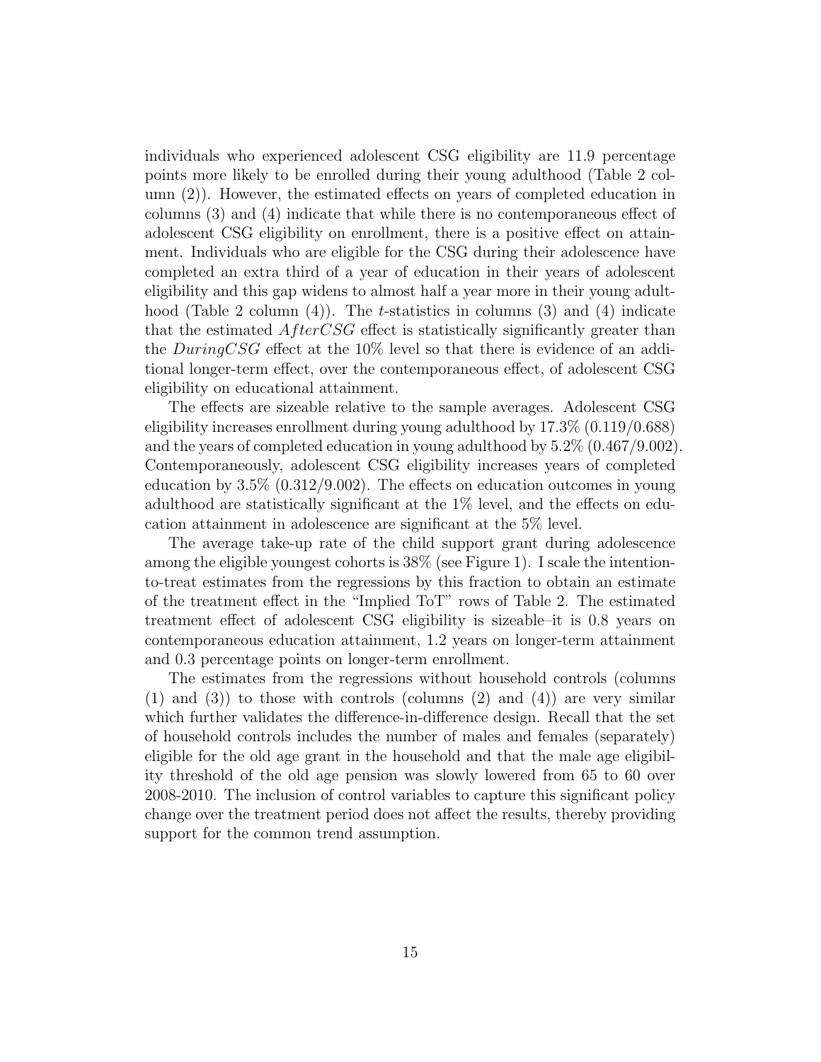individuals who experienced adolescent CSG eligibility are 11.9 percentage points more likely to be enrolled during their young adulthood (Table 2 column (2)). However, the estimated effects on years of completed education in columns (3) and (4) indicate that while there is no contemporaneous effect of adolescent CSG eligibility on enrollment, there is a positive effect on attainment. Individuals who are eligible for the CSG during their adolescence have completed an extra third of a year of education in their years of adolescent eligibility and this gap widens to almost half a year more in their young adulthood (Table 2 column (4)). The $t$-statistics in columns (3) and (4) indicate that the estimated $AfterCSG$ effect is statistically significantly greater than the $DuringCSG$ effect at the 10% level so that there is evidence of an additional longer-term effect, over the contemporaneous effect, of adolescent CSG eligibility on educational attainment.

The effects are sizeable relative to the sample averages. Adolescent CSG eligibility increases enrollment during young adulthood by 17.3% (0.119/0.688) and the years of completed education in young adulthood by 5.2% (0.467/9.002). Contemporaneously, adolescent CSG eligibility increases years of completed education by 3.5% (0.312/9.002). The effects on education outcomes in young adulthood are statistically significant at the 1% level, and the effects on education attainment in adolescence are significant at the 5% level.

The average take-up rate of the child support grant during adolescence among the eligible youngest cohorts is 38% (see Figure 1). I scale the intention-to-treat estimates from the regressions by this fraction to obtain an estimate of the treatment effect in the "Implied ToT" rows of Table 2. The estimated treatment effect of adolescent CSG eligibility is sizeable–it is 0.8 years on contemporaneous education attainment, 1.2 years on longer-term attainment and 0.3 percentage points on longer-term enrollment.

The estimates from the regressions without household controls (columns (1) and (3)) to those with controls (columns (2) and (4)) are very similar which further validates the difference-in-difference design. Recall that the set of household controls includes the number of males and females (separately) eligible for the old age grant in the household and that the male age eligibility threshold of the old age pension was slowly lowered from 65 to 60 over 2008-2010. The inclusion of control variables to capture this significant policy change over the treatment period does not affect the results, thereby providing support for the common trend assumption.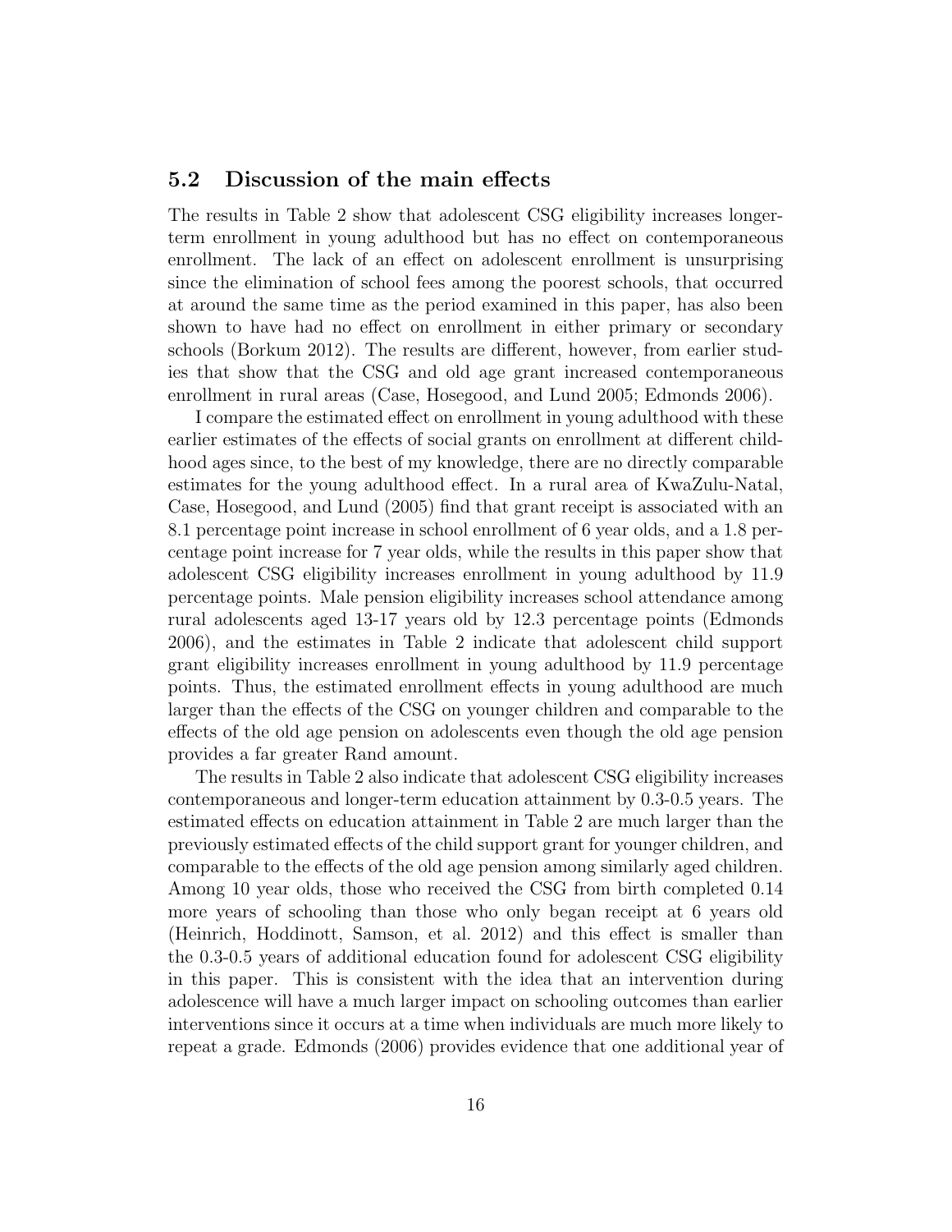### 5.2 Discussion of the main effects

The results in Table 2 show that adolescent CSG eligibility increases longer-term enrollment in young adulthood but has no effect on contemporaneous enrollment. The lack of an effect on adolescent enrollment is unsurprising since the elimination of school fees among the poorest schools, that occurred at around the same time as the period examined in this paper, has also been shown to have had no effect on enrollment in either primary or secondary schools (Borkum 2012). The results are different, however, from earlier studies that show that the CSG and old age grant increased contemporaneous enrollment in rural areas (Case, Hosegood, and Lund 2005; Edmonds 2006).

I compare the estimated effect on enrollment in young adulthood with these earlier estimates of the effects of social grants on enrollment at different childhood ages since, to the best of my knowledge, there are no directly comparable estimates for the young adulthood effect. In a rural area of KwaZulu-Natal, Case, Hosegood, and Lund (2005) find that grant receipt is associated with an 8.1 percentage point increase in school enrollment of 6 year olds, and a 1.8 percentage point increase for 7 year olds, while the results in this paper show that adolescent CSG eligibility increases enrollment in young adulthood by 11.9 percentage points. Male pension eligibility increases school attendance among rural adolescents aged 13-17 years old by 12.3 percentage points (Edmonds 2006), and the estimates in Table 2 indicate that adolescent child support grant eligibility increases enrollment in young adulthood by 11.9 percentage points. Thus, the estimated enrollment effects in young adulthood are much larger than the effects of the CSG on younger children and comparable to the effects of the old age pension on adolescents even though the old age pension provides a far greater Rand amount.

The results in Table 2 also indicate that adolescent CSG eligibility increases contemporaneous and longer-term education attainment by 0.3-0.5 years. The estimated effects on education attainment in Table 2 are much larger than the previously estimated effects of the child support grant for younger children, and comparable to the effects of the old age pension among similarly aged children. Among 10 year olds, those who received the CSG from birth completed 0.14 more years of schooling than those who only began receipt at 6 years old (Heinrich, Hoddinott, Samson, et al. 2012) and this effect is smaller than the 0.3-0.5 years of additional education found for adolescent CSG eligibility in this paper. This is consistent with the idea that an intervention during adolescence will have a much larger impact on schooling outcomes than earlier interventions since it occurs at a time when individuals are much more likely to repeat a grade. Edmonds (2006) provides evidence that one additional year of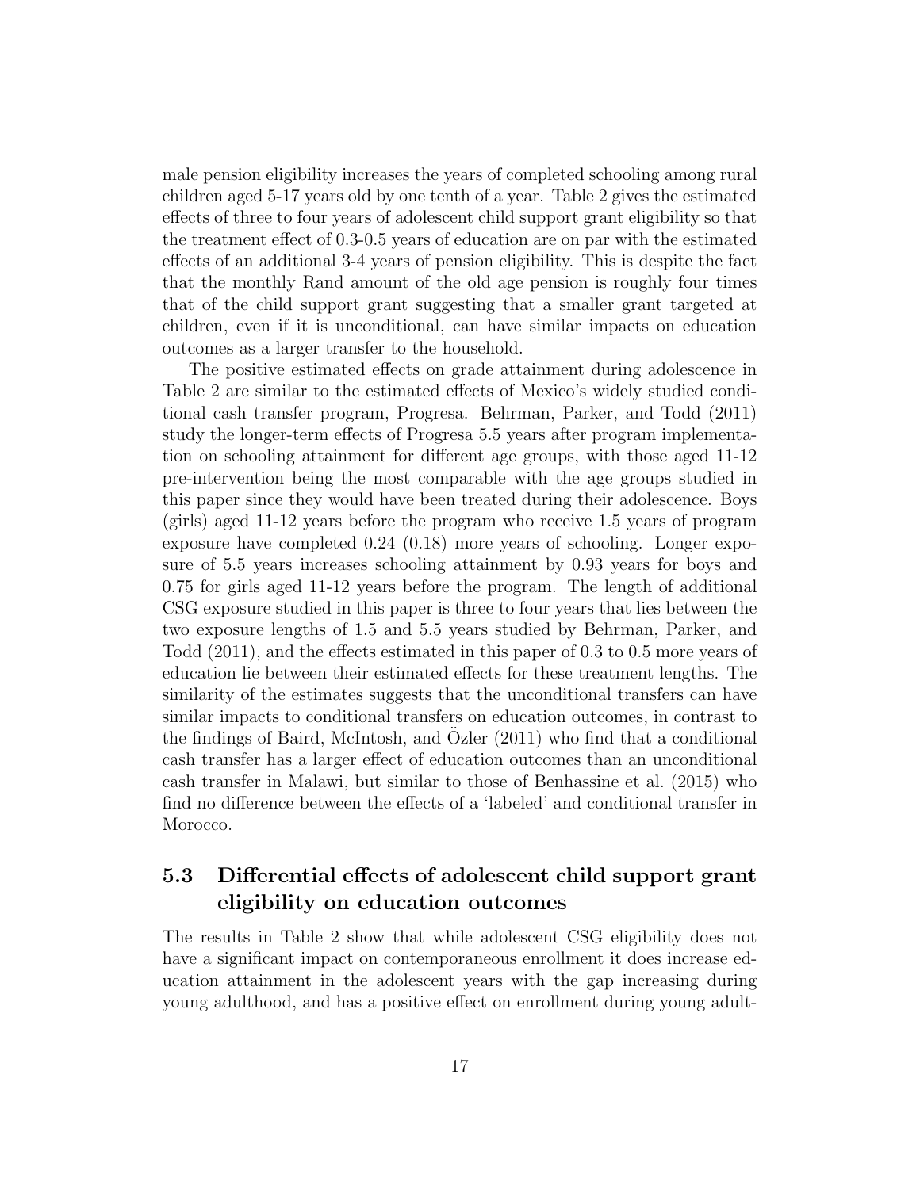male pension eligibility increases the years of completed schooling among rural children aged 5-17 years old by one tenth of a year. Table 2 gives the estimated effects of three to four years of adolescent child support grant eligibility so that the treatment effect of 0.3-0.5 years of education are on par with the estimated effects of an additional 3-4 years of pension eligibility. This is despite the fact that the monthly Rand amount of the old age pension is roughly four times that of the child support grant suggesting that a smaller grant targeted at children, even if it is unconditional, can have similar impacts on education outcomes as a larger transfer to the household.

The positive estimated effects on grade attainment during adolescence in Table 2 are similar to the estimated effects of Mexico's widely studied conditional cash transfer program, Progresa. Behrman, Parker, and Todd (2011) study the longer-term effects of Progresa 5.5 years after program implementation on schooling attainment for different age groups, with those aged 11-12 pre-intervention being the most comparable with the age groups studied in this paper since they would have been treated during their adolescence. Boys (girls) aged 11-12 years before the program who receive 1.5 years of program exposure have completed 0.24 (0.18) more years of schooling. Longer exposure of 5.5 years increases schooling attainment by 0.93 years for boys and 0.75 for girls aged 11-12 years before the program. The length of additional CSG exposure studied in this paper is three to four years that lies between the two exposure lengths of 1.5 and 5.5 years studied by Behrman, Parker, and Todd (2011), and the effects estimated in this paper of 0.3 to 0.5 more years of education lie between their estimated effects for these treatment lengths. The similarity of the estimates suggests that the unconditional transfers can have similar impacts to conditional transfers on education outcomes, in contrast to the findings of Baird, McIntosh, and Özler (2011) who find that a conditional cash transfer has a larger effect of education outcomes than an unconditional cash transfer in Malawi, but similar to those of Benhassine et al. (2015) who find no difference between the effects of a 'labeled' and conditional transfer in Morocco.

## 5.3 Differential effects of adolescent child support grant eligibility on education outcomes

The results in Table 2 show that while adolescent CSG eligibility does not have a significant impact on contemporaneous enrollment it does increase education attainment in the adolescent years with the gap increasing during young adulthood, and has a positive effect on enrollment during young adult-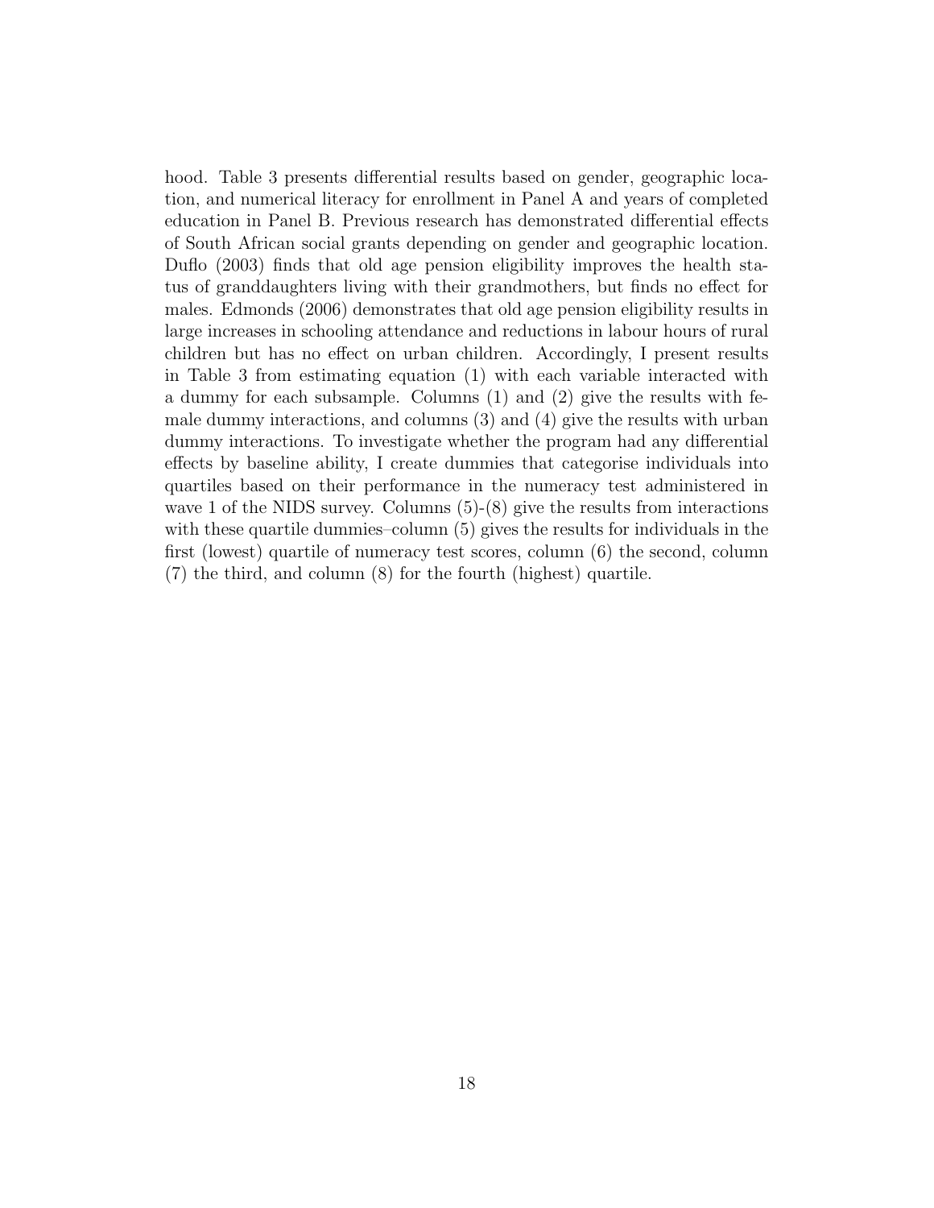hood. Table 3 presents differential results based on gender, geographic location, and numerical literacy for enrollment in Panel A and years of completed education in Panel B. Previous research has demonstrated differential effects of South African social grants depending on gender and geographic location. Duflo (2003) finds that old age pension eligibility improves the health status of granddaughters living with their grandmothers, but finds no effect for males. Edmonds (2006) demonstrates that old age pension eligibility results in large increases in schooling attendance and reductions in labour hours of rural children but has no effect on urban children. Accordingly, I present results in Table 3 from estimating equation (1) with each variable interacted with a dummy for each subsample. Columns (1) and (2) give the results with female dummy interactions, and columns (3) and (4) give the results with urban dummy interactions. To investigate whether the program had any differential effects by baseline ability, I create dummies that categorise individuals into quartiles based on their performance in the numeracy test administered in wave 1 of the NIDS survey. Columns (5)-(8) give the results from interactions with these quartile dummies–column (5) gives the results for individuals in the first (lowest) quartile of numeracy test scores, column (6) the second, column (7) the third, and column (8) for the fourth (highest) quartile.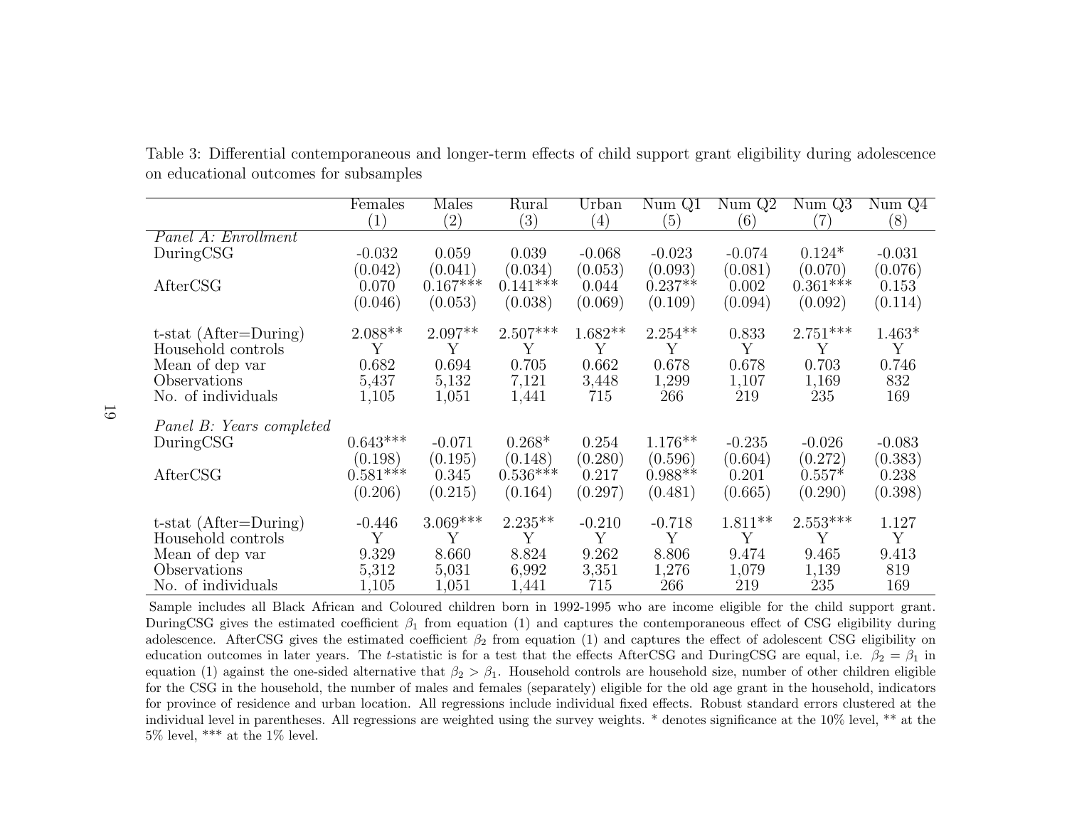Table 3: Differential contemporaneous and longer-term effects of child support grant eligibility during adolescence on educational outcomes for subsamples

| | Females | Males | Rural | Urban | Num Q1 | Num Q2 | Num Q3 | Num Q4 |
|---|---|---|---|---|---|---|---|---|
| | (1) | (2) | (3) | (4) | (5) | (6) | (7) | (8) |
| *Panel A: Enrollment* | | | | | | | | |
| DuringCSG | -0.032 | 0.059 | 0.039 | -0.068 | -0.023 | -0.074 | 0.124* | -0.031 |
| | (0.042) | (0.041) | (0.034) | (0.053) | (0.093) | (0.081) | (0.070) | (0.076) |
| AfterCSG | 0.070 | 0.167*** | 0.141*** | 0.044 | 0.237** | 0.002 | 0.361*** | 0.153 |
| | (0.046) | (0.053) | (0.038) | (0.069) | (0.109) | (0.094) | (0.092) | (0.114) |
| t-stat (After=During) | 2.088** | 2.097** | 2.507*** | 1.682** | 2.254** | 0.833 | 2.751*** | 1.463* |
| Household controls | Y | Y | Y | Y | Y | Y | Y | Y |
| Mean of dep var | 0.682 | 0.694 | 0.705 | 0.662 | 0.678 | 0.678 | 0.703 | 0.746 |
| Observations | 5,437 | 5,132 | 7,121 | 3,448 | 1,299 | 1,107 | 1,169 | 832 |
| No. of individuals | 1,105 | 1,051 | 1,441 | 715 | 266 | 219 | 235 | 169 |
| *Panel B: Years completed* | | | | | | | | |
| DuringCSG | 0.643*** | -0.071 | 0.268* | 0.254 | 1.176** | -0.235 | -0.026 | -0.083 |
| | (0.198) | (0.195) | (0.148) | (0.280) | (0.596) | (0.604) | (0.272) | (0.383) |
| AfterCSG | 0.581*** | 0.345 | 0.536*** | 0.217 | 0.988** | 0.201 | 0.557* | 0.238 |
| | (0.206) | (0.215) | (0.164) | (0.297) | (0.481) | (0.665) | (0.290) | (0.398) |
| t-stat (After=During) | -0.446 | 3.069*** | 2.235** | -0.210 | -0.718 | 1.811** | 2.553*** | 1.127 |
| Household controls | Y | Y | Y | Y | Y | Y | Y | Y |
| Mean of dep var | 9.329 | 8.660 | 8.824 | 9.262 | 8.806 | 9.474 | 9.465 | 9.413 |
| Observations | 5,312 | 5,031 | 6,992 | 3,351 | 1,276 | 1,079 | 1,139 | 819 |
| No. of individuals | 1,105 | 1,051 | 1,441 | 715 | 266 | 219 | 235 | 169 |

Sample includes all Black African and Coloured children born in 1992-1995 who are income eligible for the child support grant. DuringCSG gives the estimated coefficient $\beta_1$ from equation (1) and captures the contemporaneous effect of CSG eligibility during adolescence. AfterCSG gives the estimated coefficient $\beta_2$ from equation (1) and captures the effect of adolescent CSG eligibility on education outcomes in later years. The $t$-statistic is for a test that the effects AfterCSG and DuringCSG are equal, i.e. $\beta_2 = \beta_1$ in equation (1) against the one-sided alternative that $\beta_2 > \beta_1$. Household controls are household size, number of other children eligible for the CSG in the household, the number of males and females (separately) eligible for the old age grant in the household, indicators for province of residence and urban location. All regressions include individual fixed effects. Robust standard errors clustered at the individual level in parentheses. All regressions are weighted using the survey weights. * denotes significance at the 10% level, ** at the 5% level, *** at the 1% level.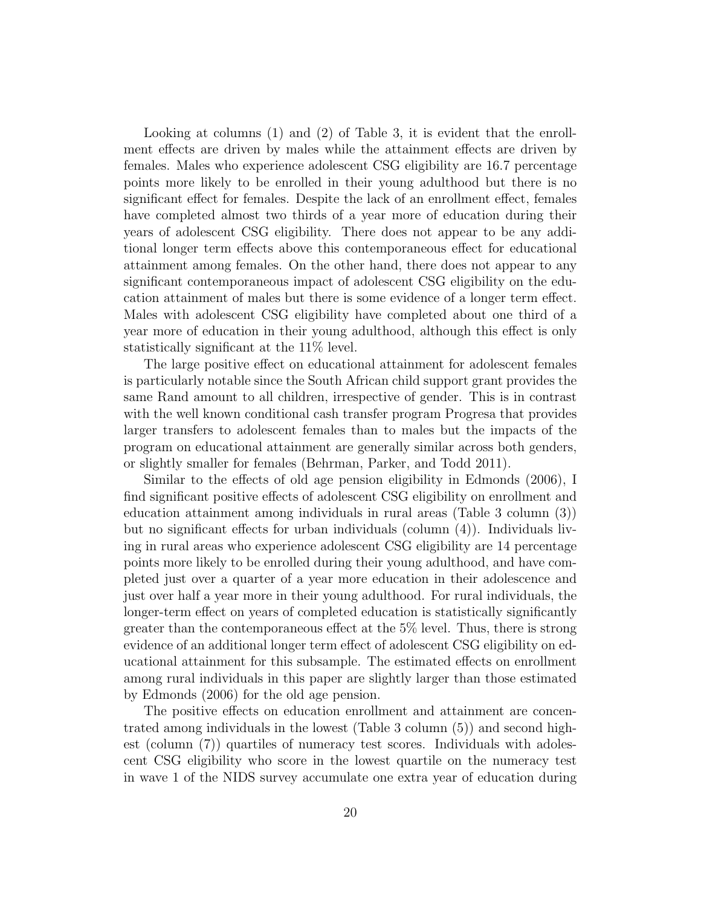Looking at columns (1) and (2) of Table 3, it is evident that the enrollment effects are driven by males while the attainment effects are driven by females. Males who experience adolescent CSG eligibility are 16.7 percentage points more likely to be enrolled in their young adulthood but there is no significant effect for females. Despite the lack of an enrollment effect, females have completed almost two thirds of a year more of education during their years of adolescent CSG eligibility. There does not appear to be any additional longer term effects above this contemporaneous effect for educational attainment among females. On the other hand, there does not appear to any significant contemporaneous impact of adolescent CSG eligibility on the education attainment of males but there is some evidence of a longer term effect. Males with adolescent CSG eligibility have completed about one third of a year more of education in their young adulthood, although this effect is only statistically significant at the 11% level.

The large positive effect on educational attainment for adolescent females is particularly notable since the South African child support grant provides the same Rand amount to all children, irrespective of gender. This is in contrast with the well known conditional cash transfer program Progresa that provides larger transfers to adolescent females than to males but the impacts of the program on educational attainment are generally similar across both genders, or slightly smaller for females (Behrman, Parker, and Todd 2011).

Similar to the effects of old age pension eligibility in Edmonds (2006), I find significant positive effects of adolescent CSG eligibility on enrollment and education attainment among individuals in rural areas (Table 3 column (3)) but no significant effects for urban individuals (column (4)). Individuals living in rural areas who experience adolescent CSG eligibility are 14 percentage points more likely to be enrolled during their young adulthood, and have completed just over a quarter of a year more education in their adolescence and just over half a year more in their young adulthood. For rural individuals, the longer-term effect on years of completed education is statistically significantly greater than the contemporaneous effect at the 5% level. Thus, there is strong evidence of an additional longer term effect of adolescent CSG eligibility on educational attainment for this subsample. The estimated effects on enrollment among rural individuals in this paper are slightly larger than those estimated by Edmonds (2006) for the old age pension.

The positive effects on education enrollment and attainment are concentrated among individuals in the lowest (Table 3 column (5)) and second highest (column (7)) quartiles of numeracy test scores. Individuals with adolescent CSG eligibility who score in the lowest quartile on the numeracy test in wave 1 of the NIDS survey accumulate one extra year of education during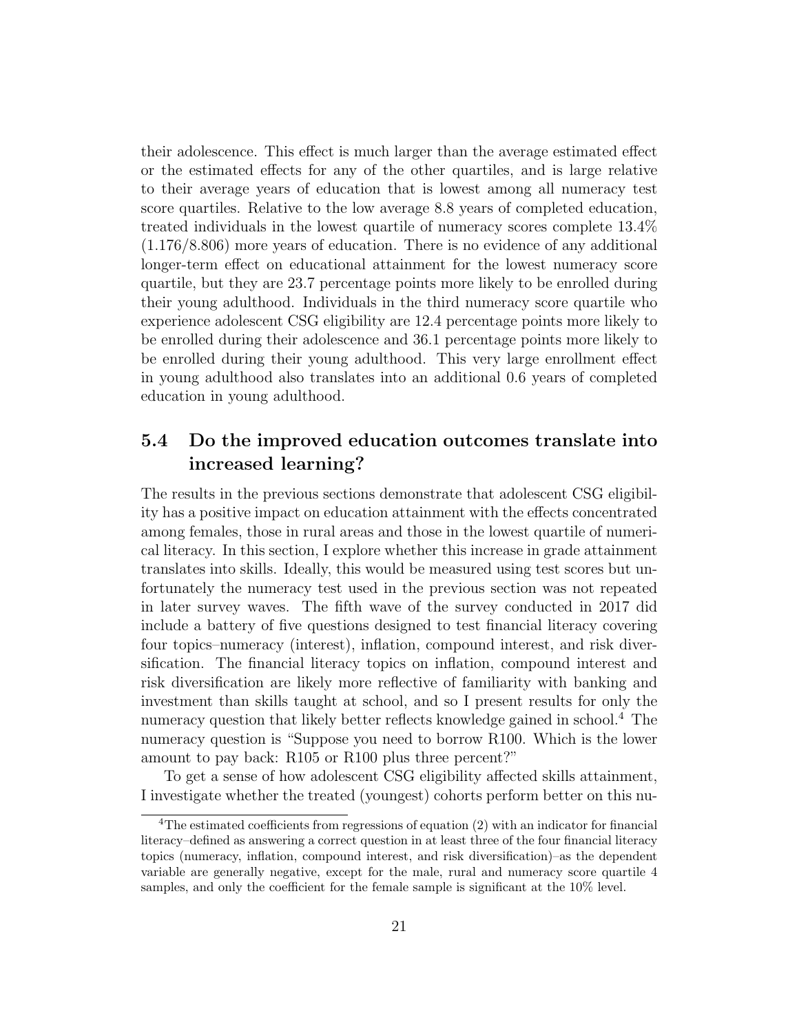their adolescence. This effect is much larger than the average estimated effect or the estimated effects for any of the other quartiles, and is large relative to their average years of education that is lowest among all numeracy test score quartiles. Relative to the low average 8.8 years of completed education, treated individuals in the lowest quartile of numeracy scores complete 13.4% (1.176/8.806) more years of education. There is no evidence of any additional longer-term effect on educational attainment for the lowest numeracy score quartile, but they are 23.7 percentage points more likely to be enrolled during their young adulthood. Individuals in the third numeracy score quartile who experience adolescent CSG eligibility are 12.4 percentage points more likely to be enrolled during their adolescence and 36.1 percentage points more likely to be enrolled during their young adulthood. This very large enrollment effect in young adulthood also translates into an additional 0.6 years of completed education in young adulthood.

## 5.4 Do the improved education outcomes translate into increased learning?

The results in the previous sections demonstrate that adolescent CSG eligibility has a positive impact on education attainment with the effects concentrated among females, those in rural areas and those in the lowest quartile of numerical literacy. In this section, I explore whether this increase in grade attainment translates into skills. Ideally, this would be measured using test scores but unfortunately the numeracy test used in the previous section was not repeated in later survey waves. The fifth wave of the survey conducted in 2017 did include a battery of five questions designed to test financial literacy covering four topics–numeracy (interest), inflation, compound interest, and risk diversification. The financial literacy topics on inflation, compound interest and risk diversification are likely more reflective of familiarity with banking and investment than skills taught at school, and so I present results for only the numeracy question that likely better reflects knowledge gained in school.[4] The numeracy question is "Suppose you need to borrow R100. Which is the lower amount to pay back: R105 or R100 plus three percent?"

To get a sense of how adolescent CSG eligibility affected skills attainment, I investigate whether the treated (youngest) cohorts perform better on this nu-

[4] The estimated coefficients from regressions of equation (2) with an indicator for financial literacy–defined as answering a correct question in at least three of the four financial literacy topics (numeracy, inflation, compound interest, and risk diversification)–as the dependent variable are generally negative, except for the male, rural and numeracy score quartile 4 samples, and only the coefficient for the female sample is significant at the 10% level.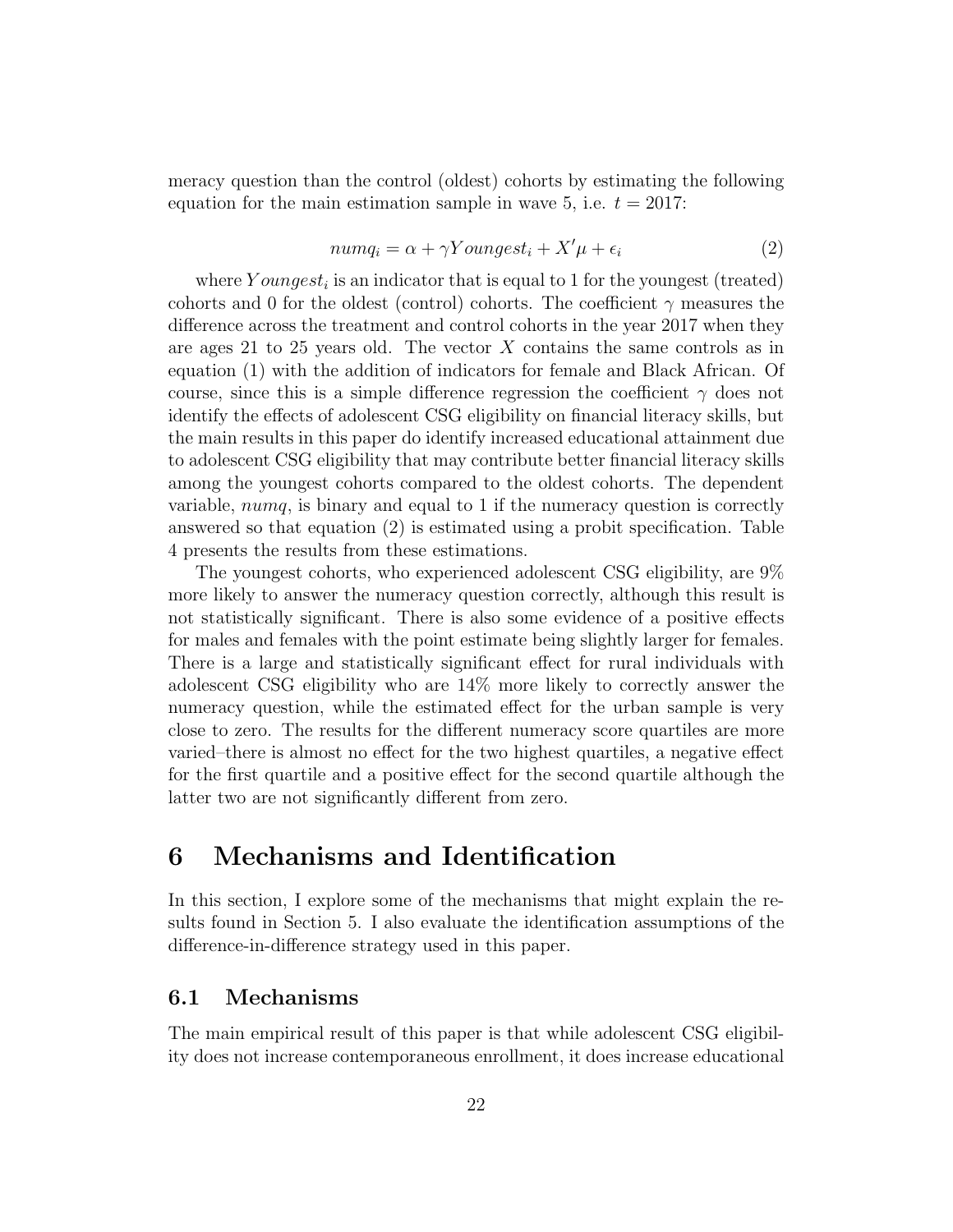meracy question than the control (oldest) cohorts by estimating the following equation for the main estimation sample in wave 5, i.e. $t = 2017$:

$$numq_i = \alpha + \gamma Youngest_i + X'\mu + \epsilon_i \tag{2}$$

where $Youngest_i$ is an indicator that is equal to 1 for the youngest (treated) cohorts and 0 for the oldest (control) cohorts. The coefficient $\gamma$ measures the difference across the treatment and control cohorts in the year 2017 when they are ages 21 to 25 years old. The vector $X$ contains the same controls as in equation (1) with the addition of indicators for female and Black African. Of course, since this is a simple difference regression the coefficient $\gamma$ does not identify the effects of adolescent CSG eligibility on financial literacy skills, but the main results in this paper do identify increased educational attainment due to adolescent CSG eligibility that may contribute better financial literacy skills among the youngest cohorts compared to the oldest cohorts. The dependent variable, *numq*, is binary and equal to 1 if the numeracy question is correctly answered so that equation (2) is estimated using a probit specification. Table 4 presents the results from these estimations.

The youngest cohorts, who experienced adolescent CSG eligibility, are 9% more likely to answer the numeracy question correctly, although this result is not statistically significant. There is also some evidence of a positive effects for males and females with the point estimate being slightly larger for females. There is a large and statistically significant effect for rural individuals with adolescent CSG eligibility who are 14% more likely to correctly answer the numeracy question, while the estimated effect for the urban sample is very close to zero. The results for the different numeracy score quartiles are more varied–there is almost no effect for the two highest quartiles, a negative effect for the first quartile and a positive effect for the second quartile although the latter two are not significantly different from zero.

# 6 Mechanisms and Identification

In this section, I explore some of the mechanisms that might explain the results found in Section 5. I also evaluate the identification assumptions of the difference-in-difference strategy used in this paper.

## 6.1 Mechanisms

The main empirical result of this paper is that while adolescent CSG eligibility does not increase contemporaneous enrollment, it does increase educational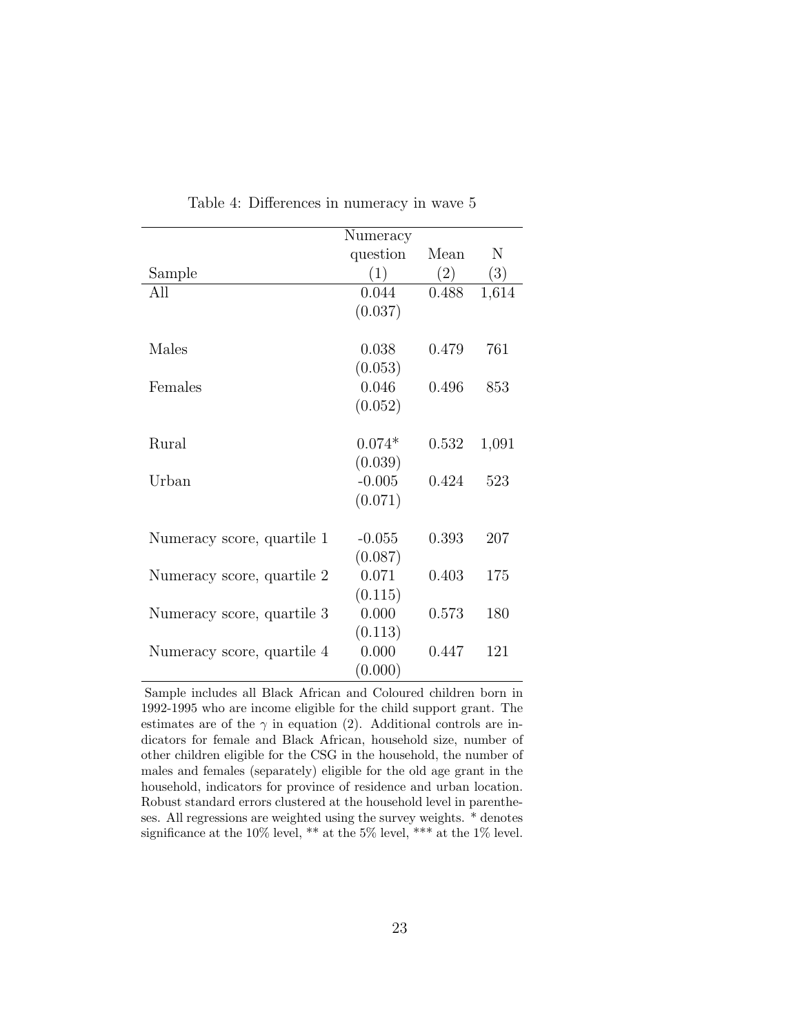Table 4: Differences in numeracy in wave 5

| Sample | Numeracy question (1) | Mean (2) | N (3) |
|---|---|---|---|
| All | 0.044 | 0.488 | 1,614 |
| | (0.037) | | |
| Males | 0.038 | 0.479 | 761 |
| | (0.053) | | |
| Females | 0.046 | 0.496 | 853 |
| | (0.052) | | |
| Rural | 0.074* | 0.532 | 1,091 |
| | (0.039) | | |
| Urban | -0.005 | 0.424 | 523 |
| | (0.071) | | |
| Numeracy score, quartile 1 | -0.055 | 0.393 | 207 |
| | (0.087) | | |
| Numeracy score, quartile 2 | 0.071 | 0.403 | 175 |
| | (0.115) | | |
| Numeracy score, quartile 3 | 0.000 | 0.573 | 180 |
| | (0.113) | | |
| Numeracy score, quartile 4 | 0.000 | 0.447 | 121 |
| | (0.000) | | |

Sample includes all Black African and Coloured children born in 1992-1995 who are income eligible for the child support grant. The estimates are of the $\gamma$ in equation (2). Additional controls are indicators for female and Black African, household size, number of other children eligible for the CSG in the household, the number of males and females (separately) eligible for the old age grant in the household, indicators for province of residence and urban location. Robust standard errors clustered at the household level in parentheses. All regressions are weighted using the survey weights. * denotes significance at the 10% level, ** at the 5% level, *** at the 1% level.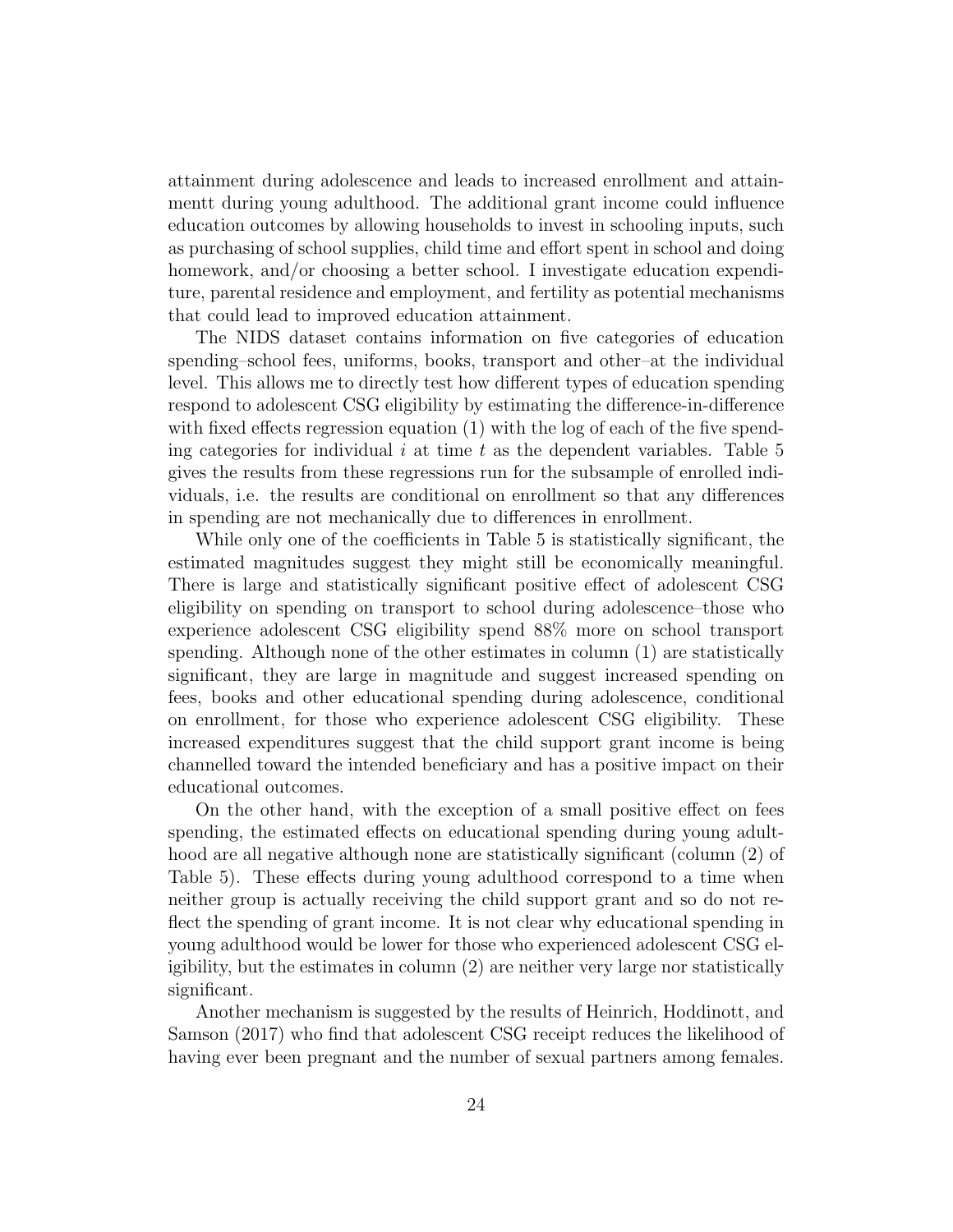attainment during adolescence and leads to increased enrollment and attainmentt during young adulthood. The additional grant income could influence education outcomes by allowing households to invest in schooling inputs, such as purchasing of school supplies, child time and effort spent in school and doing homework, and/or choosing a better school. I investigate education expenditure, parental residence and employment, and fertility as potential mechanisms that could lead to improved education attainment.

The NIDS dataset contains information on five categories of education spending–school fees, uniforms, books, transport and other–at the individual level. This allows me to directly test how different types of education spending respond to adolescent CSG eligibility by estimating the difference-in-difference with fixed effects regression equation (1) with the log of each of the five spending categories for individual $i$ at time $t$ as the dependent variables. Table 5 gives the results from these regressions run for the subsample of enrolled individuals, i.e. the results are conditional on enrollment so that any differences in spending are not mechanically due to differences in enrollment.

While only one of the coefficients in Table 5 is statistically significant, the estimated magnitudes suggest they might still be economically meaningful. There is large and statistically significant positive effect of adolescent CSG eligibility on spending on transport to school during adolescence–those who experience adolescent CSG eligibility spend 88% more on school transport spending. Although none of the other estimates in column (1) are statistically significant, they are large in magnitude and suggest increased spending on fees, books and other educational spending during adolescence, conditional on enrollment, for those who experience adolescent CSG eligibility. These increased expenditures suggest that the child support grant income is being channelled toward the intended beneficiary and has a positive impact on their educational outcomes.

On the other hand, with the exception of a small positive effect on fees spending, the estimated effects on educational spending during young adulthood are all negative although none are statistically significant (column (2) of Table 5). These effects during young adulthood correspond to a time when neither group is actually receiving the child support grant and so do not reflect the spending of grant income. It is not clear why educational spending in young adulthood would be lower for those who experienced adolescent CSG eligibility, but the estimates in column (2) are neither very large nor statistically significant.

Another mechanism is suggested by the results of Heinrich, Hoddinott, and Samson (2017) who find that adolescent CSG receipt reduces the likelihood of having ever been pregnant and the number of sexual partners among females.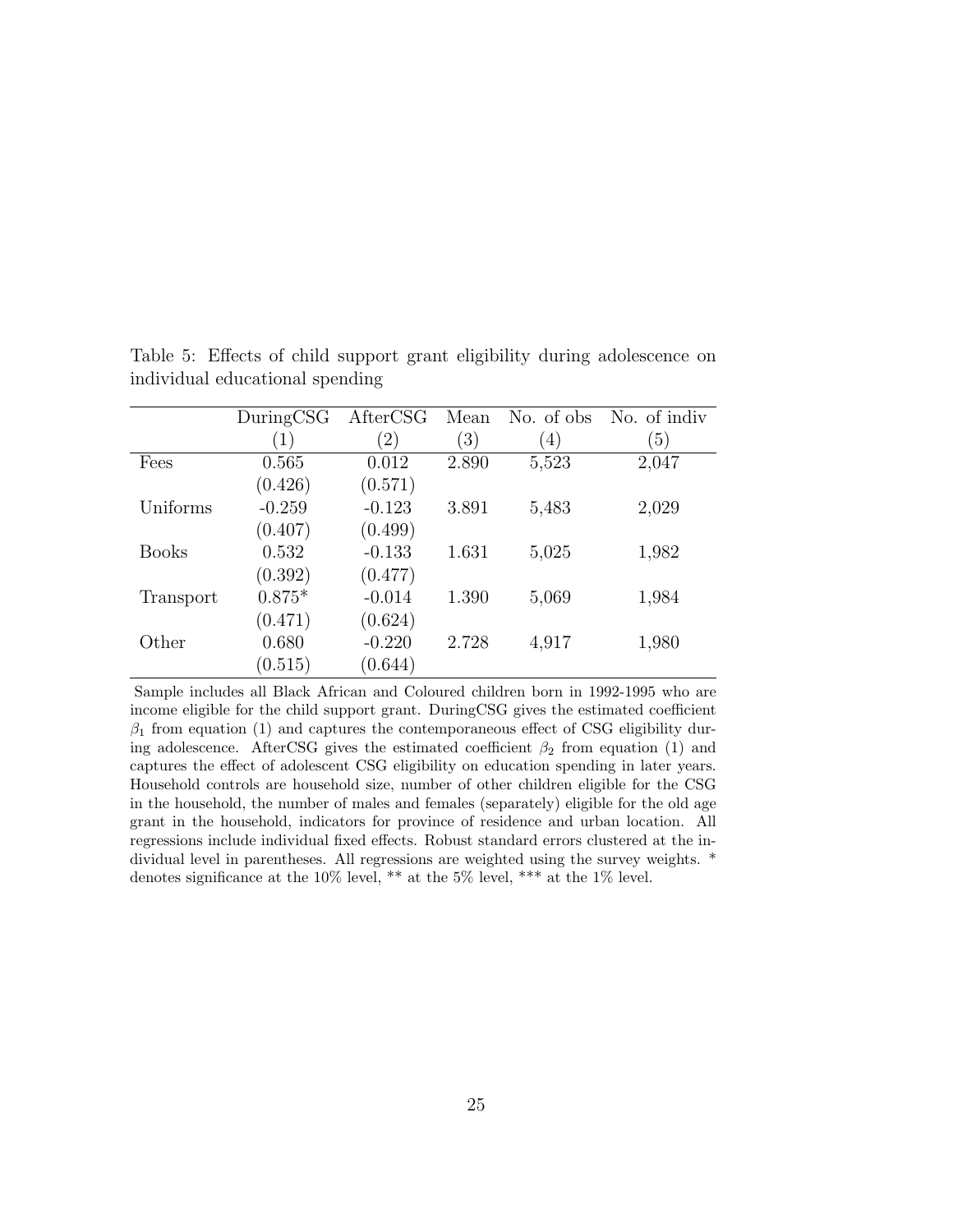Table 5: Effects of child support grant eligibility during adolescence on individual educational spending

| | DuringCSG | AfterCSG | Mean | No. of obs | No. of indiv |
|---|---|---|---|---|---|
| | (1) | (2) | (3) | (4) | (5) |
| Fees | 0.565 | 0.012 | 2.890 | 5,523 | 2,047 |
| | (0.426) | (0.571) | | | |
| Uniforms | -0.259 | -0.123 | 3.891 | 5,483 | 2,029 |
| | (0.407) | (0.499) | | | |
| Books | 0.532 | -0.133 | 1.631 | 5,025 | 1,982 |
| | (0.392) | (0.477) | | | |
| Transport | 0.875* | -0.014 | 1.390 | 5,069 | 1,984 |
| | (0.471) | (0.624) | | | |
| Other | 0.680 | -0.220 | 2.728 | 4,917 | 1,980 |
| | (0.515) | (0.644) | | | |

Sample includes all Black African and Coloured children born in 1992-1995 who are income eligible for the child support grant. DuringCSG gives the estimated coefficient $\beta_1$ from equation (1) and captures the contemporaneous effect of CSG eligibility during adolescence. AfterCSG gives the estimated coefficient $\beta_2$ from equation (1) and captures the effect of adolescent CSG eligibility on education spending in later years. Household controls are household size, number of other children eligible for the CSG in the household, the number of males and females (separately) eligible for the old age grant in the household, indicators for province of residence and urban location. All regressions include individual fixed effects. Robust standard errors clustered at the individual level in parentheses. All regressions are weighted using the survey weights. * denotes significance at the 10% level, ** at the 5% level, *** at the 1% level.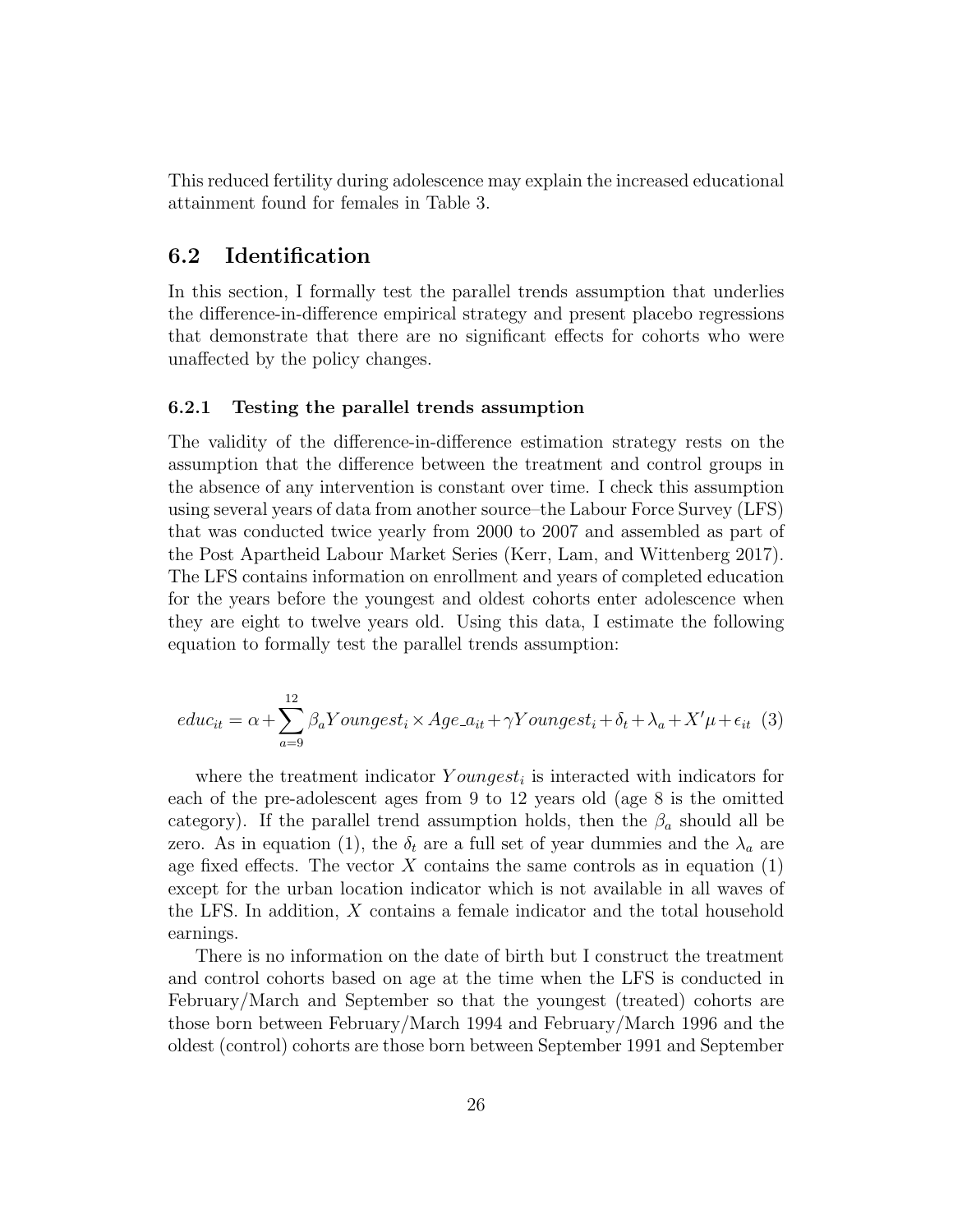This reduced fertility during adolescence may explain the increased educational attainment found for females in Table 3.

## 6.2 Identification

In this section, I formally test the parallel trends assumption that underlies the difference-in-difference empirical strategy and present placebo regressions that demonstrate that there are no significant effects for cohorts who were unaffected by the policy changes.

### 6.2.1 Testing the parallel trends assumption

The validity of the difference-in-difference estimation strategy rests on the assumption that the difference between the treatment and control groups in the absence of any intervention is constant over time. I check this assumption using several years of data from another source–the Labour Force Survey (LFS) that was conducted twice yearly from 2000 to 2007 and assembled as part of the Post Apartheid Labour Market Series (Kerr, Lam, and Wittenberg 2017). The LFS contains information on enrollment and years of completed education for the years before the youngest and oldest cohorts enter adolescence when they are eight to twelve years old. Using this data, I estimate the following equation to formally test the parallel trends assumption:

$$educ_{it} = \alpha + \sum_{a=9}^{12} \beta_a Youngest_i \times Age\_a_{it} + \gamma Youngest_i + \delta_t + \lambda_a + X'\mu + \epsilon_{it} \quad (3)$$

where the treatment indicator $Youngest_i$ is interacted with indicators for each of the pre-adolescent ages from 9 to 12 years old (age 8 is the omitted category). If the parallel trend assumption holds, then the $\beta_a$ should all be zero. As in equation (1), the $\delta_t$ are a full set of year dummies and the $\lambda_a$ are age fixed effects. The vector $X$ contains the same controls as in equation (1) except for the urban location indicator which is not available in all waves of the LFS. In addition, $X$ contains a female indicator and the total household earnings.

There is no information on the date of birth but I construct the treatment and control cohorts based on age at the time when the LFS is conducted in February/March and September so that the youngest (treated) cohorts are those born between February/March 1994 and February/March 1996 and the oldest (control) cohorts are those born between September 1991 and September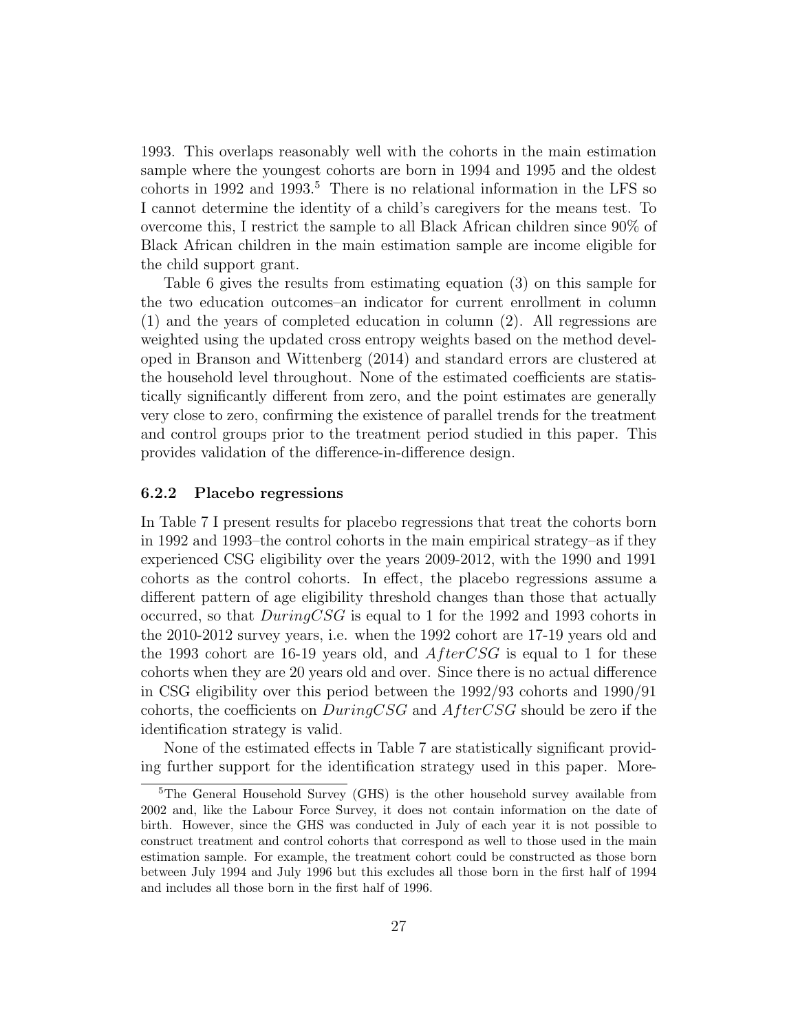1993. This overlaps reasonably well with the cohorts in the main estimation sample where the youngest cohorts are born in 1994 and 1995 and the oldest cohorts in 1992 and 1993.[5] There is no relational information in the LFS so I cannot determine the identity of a child's caregivers for the means test. To overcome this, I restrict the sample to all Black African children since 90% of Black African children in the main estimation sample are income eligible for the child support grant.

Table 6 gives the results from estimating equation (3) on this sample for the two education outcomes–an indicator for current enrollment in column (1) and the years of completed education in column (2). All regressions are weighted using the updated cross entropy weights based on the method developed in Branson and Wittenberg (2014) and standard errors are clustered at the household level throughout. None of the estimated coefficients are statistically significantly different from zero, and the point estimates are generally very close to zero, confirming the existence of parallel trends for the treatment and control groups prior to the treatment period studied in this paper. This provides validation of the difference-in-difference design.

### 6.2.2 Placebo regressions

In Table 7 I present results for placebo regressions that treat the cohorts born in 1992 and 1993–the control cohorts in the main empirical strategy–as if they experienced CSG eligibility over the years 2009-2012, with the 1990 and 1991 cohorts as the control cohorts. In effect, the placebo regressions assume a different pattern of age eligibility threshold changes than those that actually occurred, so that $DuringCSG$ is equal to 1 for the 1992 and 1993 cohorts in the 2010-2012 survey years, i.e. when the 1992 cohort are 17-19 years old and the 1993 cohort are 16-19 years old, and $AfterCSG$ is equal to 1 for these cohorts when they are 20 years old and over. Since there is no actual difference in CSG eligibility over this period between the 1992/93 cohorts and 1990/91 cohorts, the coefficients on $DuringCSG$ and $AfterCSG$ should be zero if the identification strategy is valid.

None of the estimated effects in Table 7 are statistically significant providing further support for the identification strategy used in this paper. More-

[5] The General Household Survey (GHS) is the other household survey available from 2002 and, like the Labour Force Survey, it does not contain information on the date of birth. However, since the GHS was conducted in July of each year it is not possible to construct treatment and control cohorts that correspond as well to those used in the main estimation sample. For example, the treatment cohort could be constructed as those born between July 1994 and July 1996 but this excludes all those born in the first half of 1994 and includes all those born in the first half of 1996.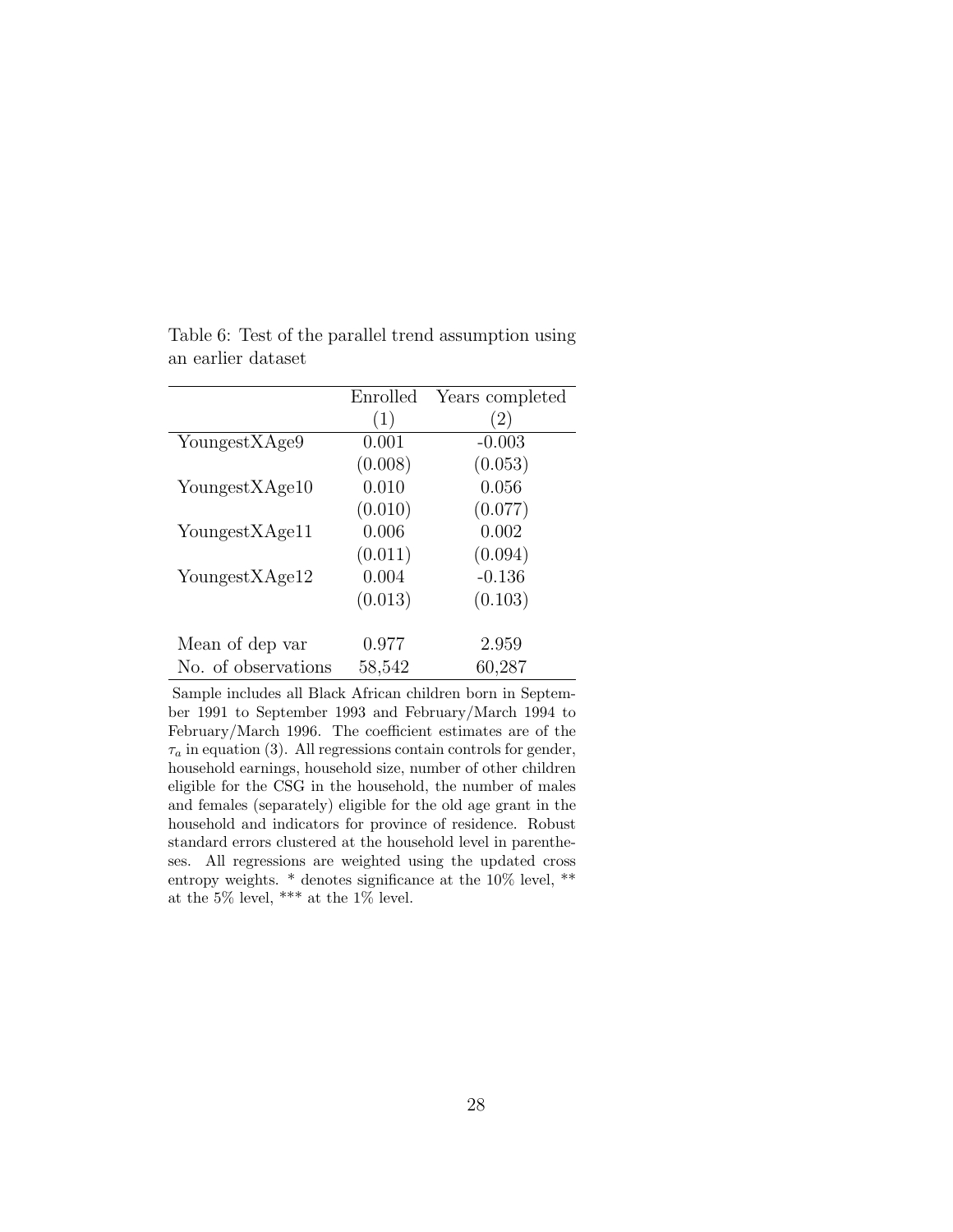Table 6: Test of the parallel trend assumption using an earlier dataset

| | Enrolled | Years completed |
|---|---|---|
| | (1) | (2) |
| YoungestXAge9 | 0.001 | -0.003 |
| | (0.008) | (0.053) |
| YoungestXAge10 | 0.010 | 0.056 |
| | (0.010) | (0.077) |
| YoungestXAge11 | 0.006 | 0.002 |
| | (0.011) | (0.094) |
| YoungestXAge12 | 0.004 | -0.136 |
| | (0.013) | (0.103) |
| | | |
| Mean of dep var | 0.977 | 2.959 |
| No. of observations | 58,542 | 60,287 |

Sample includes all Black African children born in September 1991 to September 1993 and February/March 1994 to February/March 1996. The coefficient estimates are of the $\tau_a$ in equation (3). All regressions contain controls for gender, household earnings, household size, number of other children eligible for the CSG in the household, the number of males and females (separately) eligible for the old age grant in the household and indicators for province of residence. Robust standard errors clustered at the household level in parentheses. All regressions are weighted using the updated cross entropy weights. * denotes significance at the 10% level, ** at the 5% level, *** at the 1% level.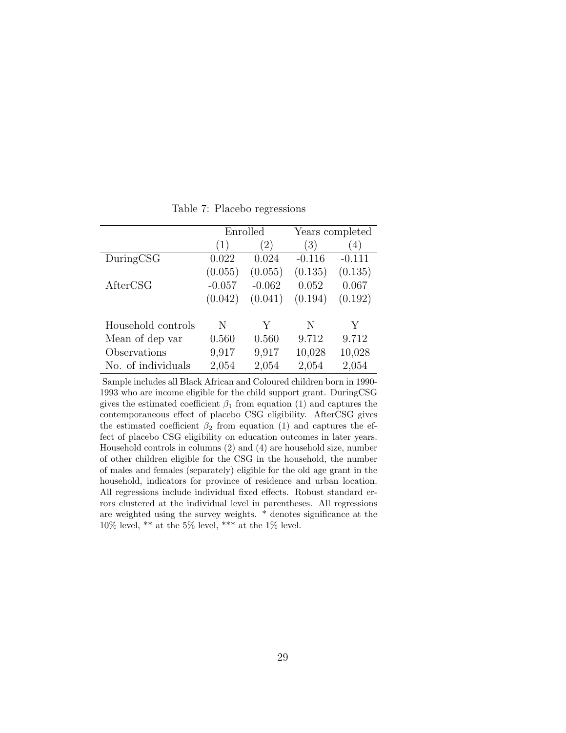Table 7: Placebo regressions

| | Enrolled | | Years completed | |
|---|---|---|---|---|
| | (1) | (2) | (3) | (4) |
| DuringCSG | 0.022 | 0.024 | -0.116 | -0.111 |
| | (0.055) | (0.055) | (0.135) | (0.135) |
| AfterCSG | -0.057 | -0.062 | 0.052 | 0.067 |
| | (0.042) | (0.041) | (0.194) | (0.192) |
| Household controls | N | Y | N | Y |
| Mean of dep var | 0.560 | 0.560 | 9.712 | 9.712 |
| Observations | 9,917 | 9,917 | 10,028 | 10,028 |
| No. of individuals | 2,054 | 2,054 | 2,054 | 2,054 |

Sample includes all Black African and Coloured children born in 1990-1993 who are income eligible for the child support grant. DuringCSG gives the estimated coefficient $\beta_1$ from equation (1) and captures the contemporaneous effect of placebo CSG eligibility. AfterCSG gives the estimated coefficient $\beta_2$ from equation (1) and captures the effect of placebo CSG eligibility on education outcomes in later years. Household controls in columns (2) and (4) are household size, number of other children eligible for the CSG in the household, the number of males and females (separately) eligible for the old age grant in the household, indicators for province of residence and urban location. All regressions include individual fixed effects. Robust standard errors clustered at the individual level in parentheses. All regressions are weighted using the survey weights. * denotes significance at the 10% level, ** at the 5% level, *** at the 1% level.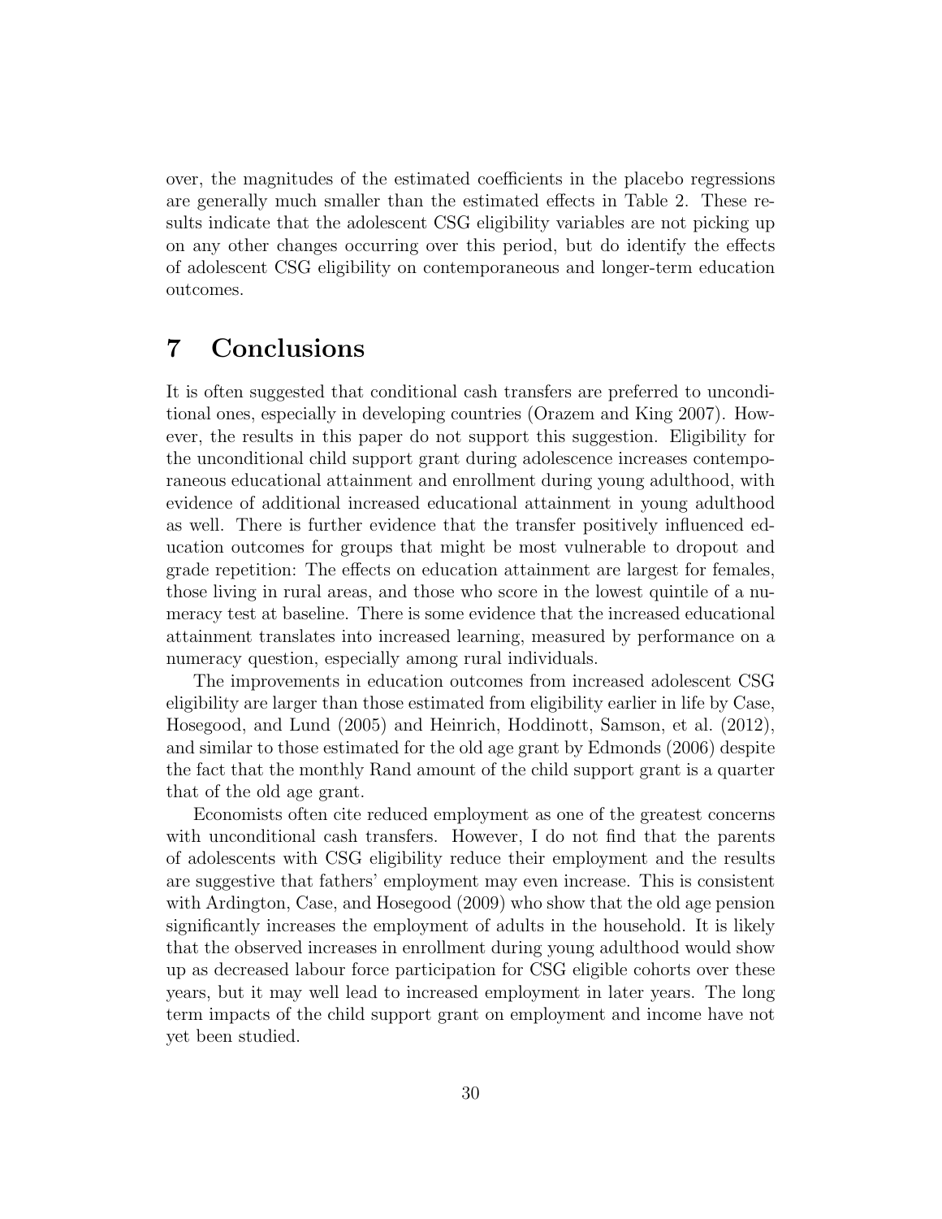over, the magnitudes of the estimated coefficients in the placebo regressions are generally much smaller than the estimated effects in Table 2. These results indicate that the adolescent CSG eligibility variables are not picking up on any other changes occurring over this period, but do identify the effects of adolescent CSG eligibility on contemporaneous and longer-term education outcomes.

# 7 Conclusions

It is often suggested that conditional cash transfers are preferred to unconditional ones, especially in developing countries (Orazem and King 2007). However, the results in this paper do not support this suggestion. Eligibility for the unconditional child support grant during adolescence increases contemporaneous educational attainment and enrollment during young adulthood, with evidence of additional increased educational attainment in young adulthood as well. There is further evidence that the transfer positively influenced education outcomes for groups that might be most vulnerable to dropout and grade repetition: The effects on education attainment are largest for females, those living in rural areas, and those who score in the lowest quintile of a numeracy test at baseline. There is some evidence that the increased educational attainment translates into increased learning, measured by performance on a numeracy question, especially among rural individuals.

The improvements in education outcomes from increased adolescent CSG eligibility are larger than those estimated from eligibility earlier in life by Case, Hosegood, and Lund (2005) and Heinrich, Hoddinott, Samson, et al. (2012), and similar to those estimated for the old age grant by Edmonds (2006) despite the fact that the monthly Rand amount of the child support grant is a quarter that of the old age grant.

Economists often cite reduced employment as one of the greatest concerns with unconditional cash transfers. However, I do not find that the parents of adolescents with CSG eligibility reduce their employment and the results are suggestive that fathers' employment may even increase. This is consistent with Ardington, Case, and Hosegood (2009) who show that the old age pension significantly increases the employment of adults in the household. It is likely that the observed increases in enrollment during young adulthood would show up as decreased labour force participation for CSG eligible cohorts over these years, but it may well lead to increased employment in later years. The long term impacts of the child support grant on employment and income have not yet been studied.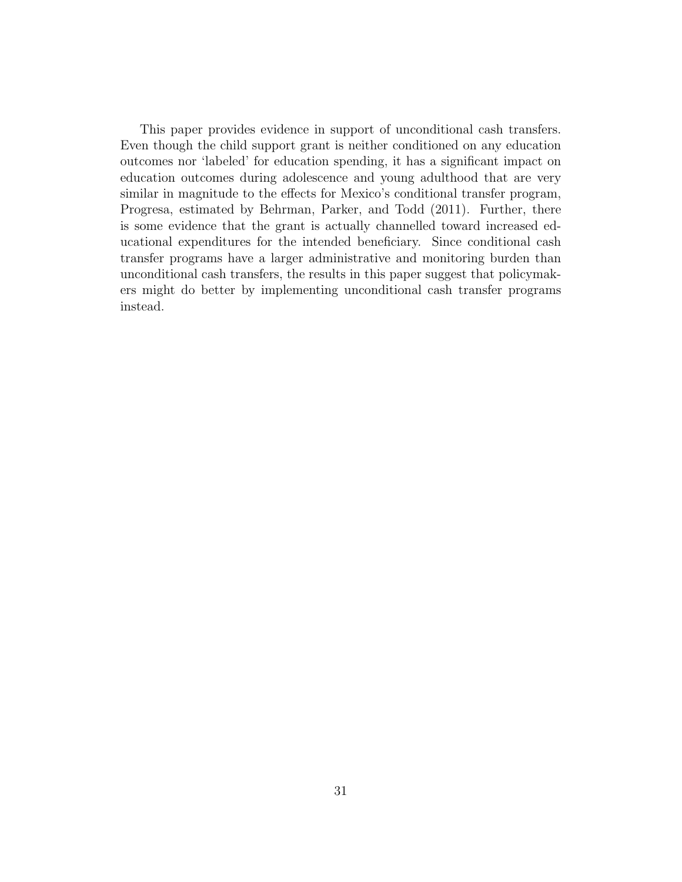This paper provides evidence in support of unconditional cash transfers. Even though the child support grant is neither conditioned on any education outcomes nor 'labeled' for education spending, it has a significant impact on education outcomes during adolescence and young adulthood that are very similar in magnitude to the effects for Mexico's conditional transfer program, Progresa, estimated by Behrman, Parker, and Todd (2011). Further, there is some evidence that the grant is actually channelled toward increased educational expenditures for the intended beneficiary. Since conditional cash transfer programs have a larger administrative and monitoring burden than unconditional cash transfers, the results in this paper suggest that policymakers might do better by implementing unconditional cash transfer programs instead.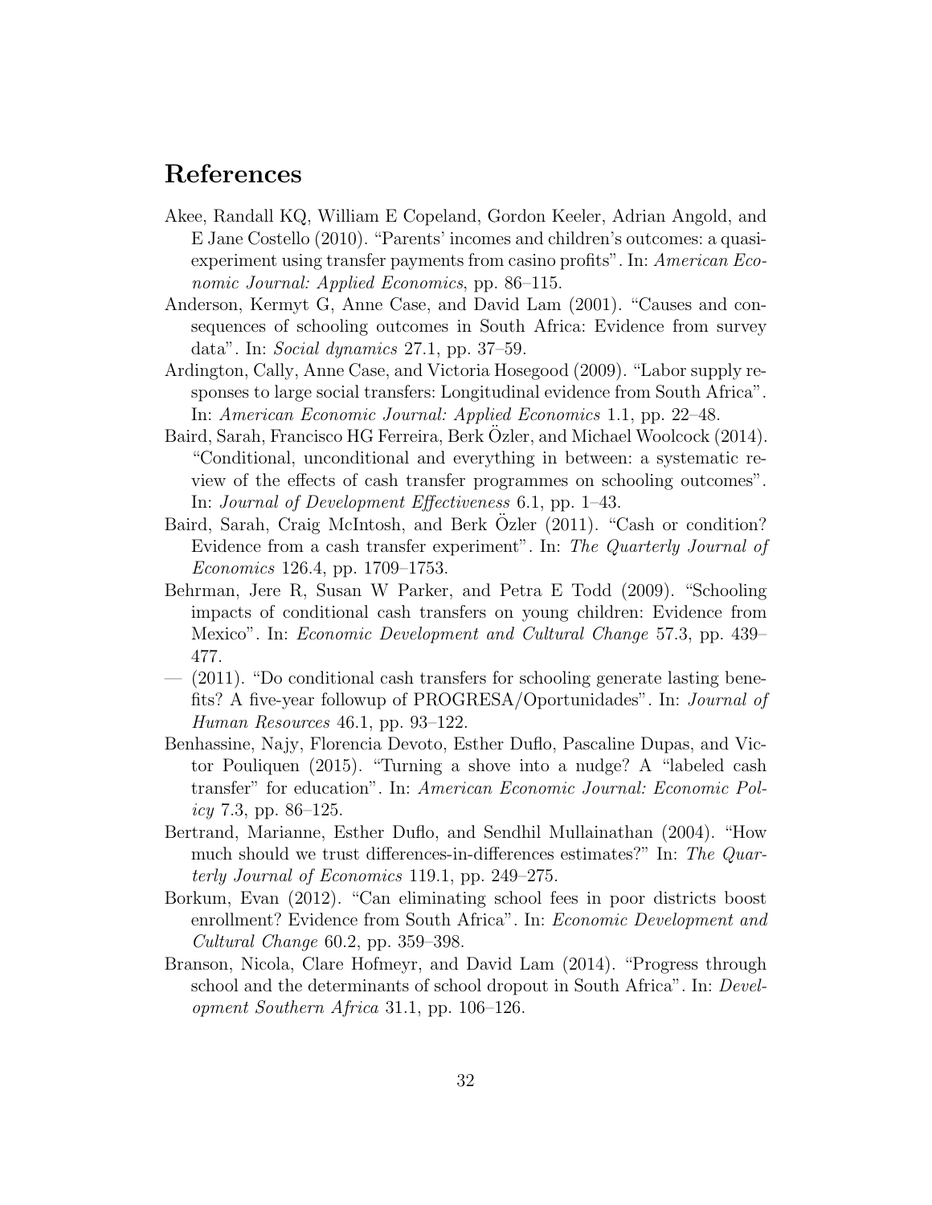## References

Akee, Randall KQ, William E Copeland, Gordon Keeler, Adrian Angold, and E Jane Costello (2010). "Parents' incomes and children's outcomes: a quasi-experiment using transfer payments from casino profits". In: *American Economic Journal: Applied Economics*, pp. 86–115.

Anderson, Kermyt G, Anne Case, and David Lam (2001). "Causes and consequences of schooling outcomes in South Africa: Evidence from survey data". In: *Social dynamics* 27.1, pp. 37–59.

Ardington, Cally, Anne Case, and Victoria Hosegood (2009). "Labor supply responses to large social transfers: Longitudinal evidence from South Africa". In: *American Economic Journal: Applied Economics* 1.1, pp. 22–48.

Baird, Sarah, Francisco HG Ferreira, Berk Özler, and Michael Woolcock (2014). "Conditional, unconditional and everything in between: a systematic review of the effects of cash transfer programmes on schooling outcomes". In: *Journal of Development Effectiveness* 6.1, pp. 1–43.

Baird, Sarah, Craig McIntosh, and Berk Özler (2011). "Cash or condition? Evidence from a cash transfer experiment". In: *The Quarterly Journal of Economics* 126.4, pp. 1709–1753.

Behrman, Jere R, Susan W Parker, and Petra E Todd (2009). "Schooling impacts of conditional cash transfers on young children: Evidence from Mexico". In: *Economic Development and Cultural Change* 57.3, pp. 439–477.

— (2011). "Do conditional cash transfers for schooling generate lasting benefits? A five-year followup of PROGRESA/Oportunidades". In: *Journal of Human Resources* 46.1, pp. 93–122.

Benhassine, Najy, Florencia Devoto, Esther Duflo, Pascaline Dupas, and Victor Pouliquen (2015). "Turning a shove into a nudge? A "labeled cash transfer" for education". In: *American Economic Journal: Economic Policy* 7.3, pp. 86–125.

Bertrand, Marianne, Esther Duflo, and Sendhil Mullainathan (2004). "How much should we trust differences-in-differences estimates?" In: *The Quarterly Journal of Economics* 119.1, pp. 249–275.

Borkum, Evan (2012). "Can eliminating school fees in poor districts boost enrollment? Evidence from South Africa". In: *Economic Development and Cultural Change* 60.2, pp. 359–398.

Branson, Nicola, Clare Hofmeyr, and David Lam (2014). "Progress through school and the determinants of school dropout in South Africa". In: *Development Southern Africa* 31.1, pp. 106–126.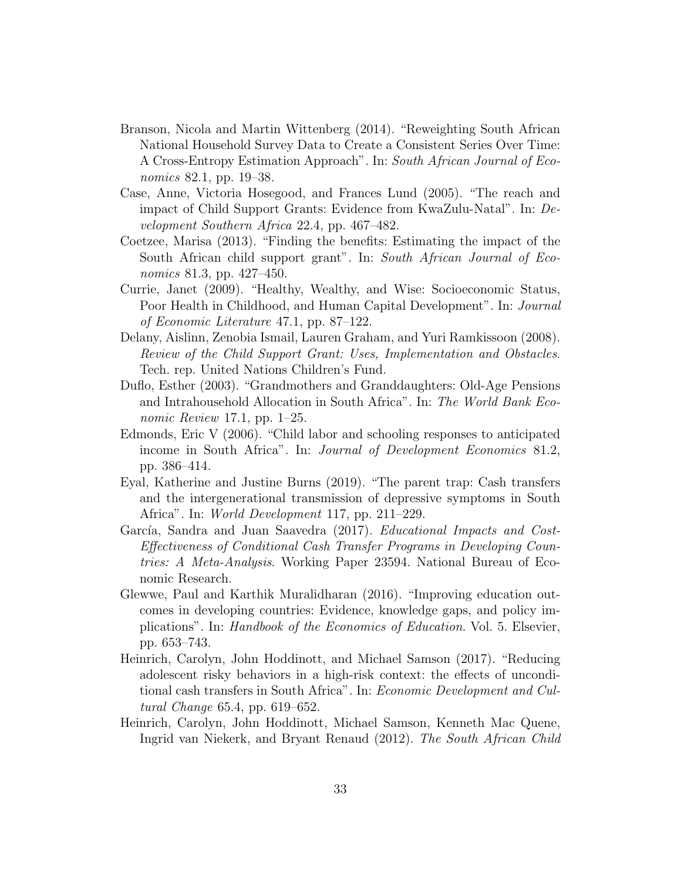Branson, Nicola and Martin Wittenberg (2014). "Reweighting South African National Household Survey Data to Create a Consistent Series Over Time: A Cross-Entropy Estimation Approach". In: *South African Journal of Economics* 82.1, pp. 19–38.

Case, Anne, Victoria Hosegood, and Frances Lund (2005). "The reach and impact of Child Support Grants: Evidence from KwaZulu-Natal". In: *Development Southern Africa* 22.4, pp. 467–482.

Coetzee, Marisa (2013). "Finding the benefits: Estimating the impact of the South African child support grant". In: *South African Journal of Economics* 81.3, pp. 427–450.

Currie, Janet (2009). "Healthy, Wealthy, and Wise: Socioeconomic Status, Poor Health in Childhood, and Human Capital Development". In: *Journal of Economic Literature* 47.1, pp. 87–122.

Delany, Aislinn, Zenobia Ismail, Lauren Graham, and Yuri Ramkissoon (2008). *Review of the Child Support Grant: Uses, Implementation and Obstacles*. Tech. rep. United Nations Children's Fund.

Duflo, Esther (2003). "Grandmothers and Granddaughters: Old-Age Pensions and Intrahousehold Allocation in South Africa". In: *The World Bank Economic Review* 17.1, pp. 1–25.

Edmonds, Eric V (2006). "Child labor and schooling responses to anticipated income in South Africa". In: *Journal of Development Economics* 81.2, pp. 386–414.

Eyal, Katherine and Justine Burns (2019). "The parent trap: Cash transfers and the intergenerational transmission of depressive symptoms in South Africa". In: *World Development* 117, pp. 211–229.

García, Sandra and Juan Saavedra (2017). *Educational Impacts and Cost-Effectiveness of Conditional Cash Transfer Programs in Developing Countries: A Meta-Analysis*. Working Paper 23594. National Bureau of Economic Research.

Glewwe, Paul and Karthik Muralidharan (2016). "Improving education outcomes in developing countries: Evidence, knowledge gaps, and policy implications". In: *Handbook of the Economics of Education*. Vol. 5. Elsevier, pp. 653–743.

Heinrich, Carolyn, John Hoddinott, and Michael Samson (2017). "Reducing adolescent risky behaviors in a high-risk context: the effects of unconditional cash transfers in South Africa". In: *Economic Development and Cultural Change* 65.4, pp. 619–652.

Heinrich, Carolyn, John Hoddinott, Michael Samson, Kenneth Mac Quene, Ingrid van Niekerk, and Bryant Renaud (2012). *The South African Child*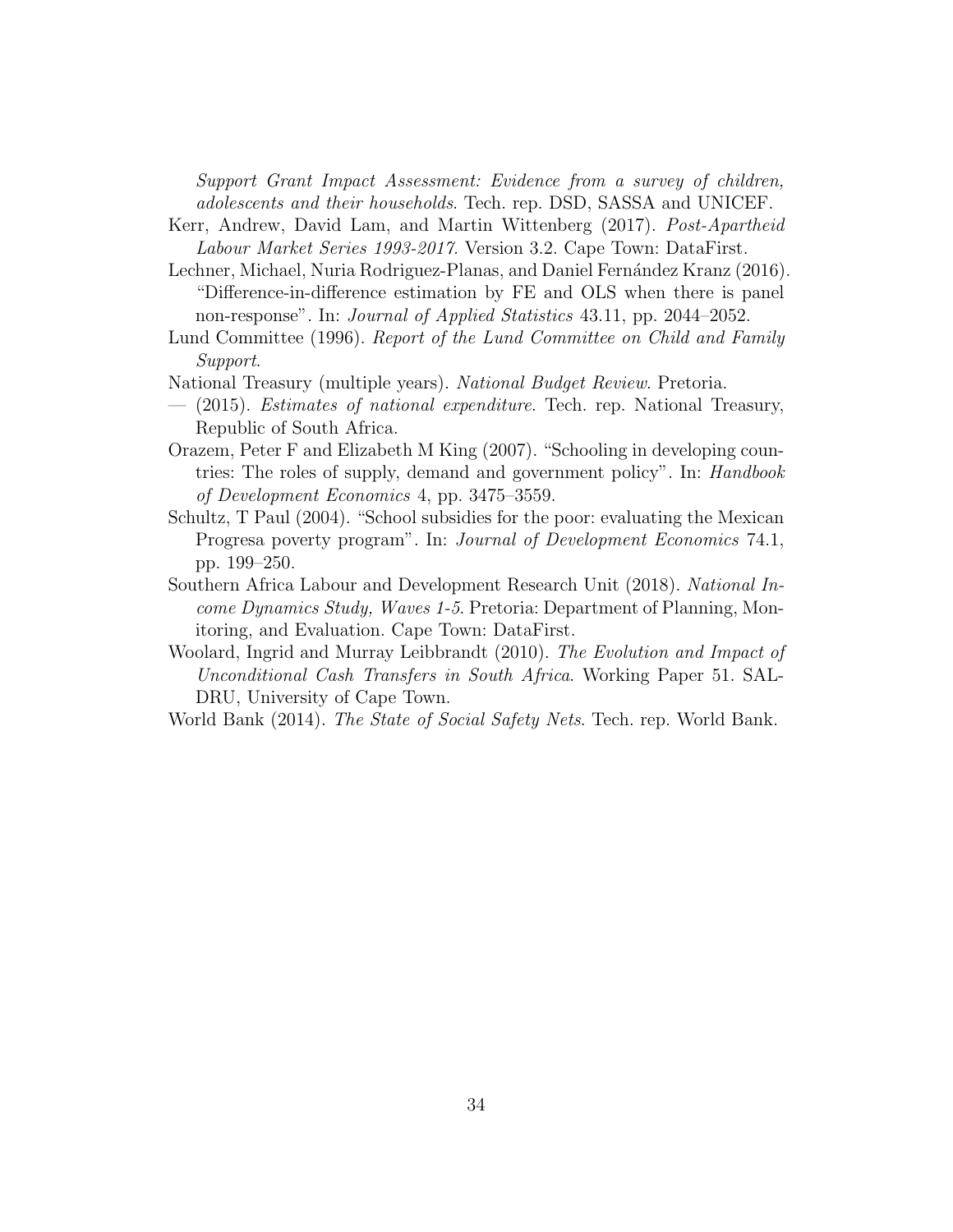*Support Grant Impact Assessment: Evidence from a survey of children, adolescents and their households*. Tech. rep. DSD, SASSA and UNICEF.

Kerr, Andrew, David Lam, and Martin Wittenberg (2017). *Post-Apartheid Labour Market Series 1993-2017*. Version 3.2. Cape Town: DataFirst.

Lechner, Michael, Nuria Rodriguez-Planas, and Daniel Fernández Kranz (2016). "Difference-in-difference estimation by FE and OLS when there is panel non-response". In: *Journal of Applied Statistics* 43.11, pp. 2044–2052.

Lund Committee (1996). *Report of the Lund Committee on Child and Family Support*.

National Treasury (multiple years). *National Budget Review*. Pretoria.

— (2015). *Estimates of national expenditure*. Tech. rep. National Treasury, Republic of South Africa.

Orazem, Peter F and Elizabeth M King (2007). "Schooling in developing countries: The roles of supply, demand and government policy". In: *Handbook of Development Economics* 4, pp. 3475–3559.

Schultz, T Paul (2004). "School subsidies for the poor: evaluating the Mexican Progresa poverty program". In: *Journal of Development Economics* 74.1, pp. 199–250.

Southern Africa Labour and Development Research Unit (2018). *National Income Dynamics Study, Waves 1-5*. Pretoria: Department of Planning, Monitoring, and Evaluation. Cape Town: DataFirst.

Woolard, Ingrid and Murray Leibbrandt (2010). *The Evolution and Impact of Unconditional Cash Transfers in South Africa*. Working Paper 51. SALDRU, University of Cape Town.

World Bank (2014). *The State of Social Safety Nets*. Tech. rep. World Bank.